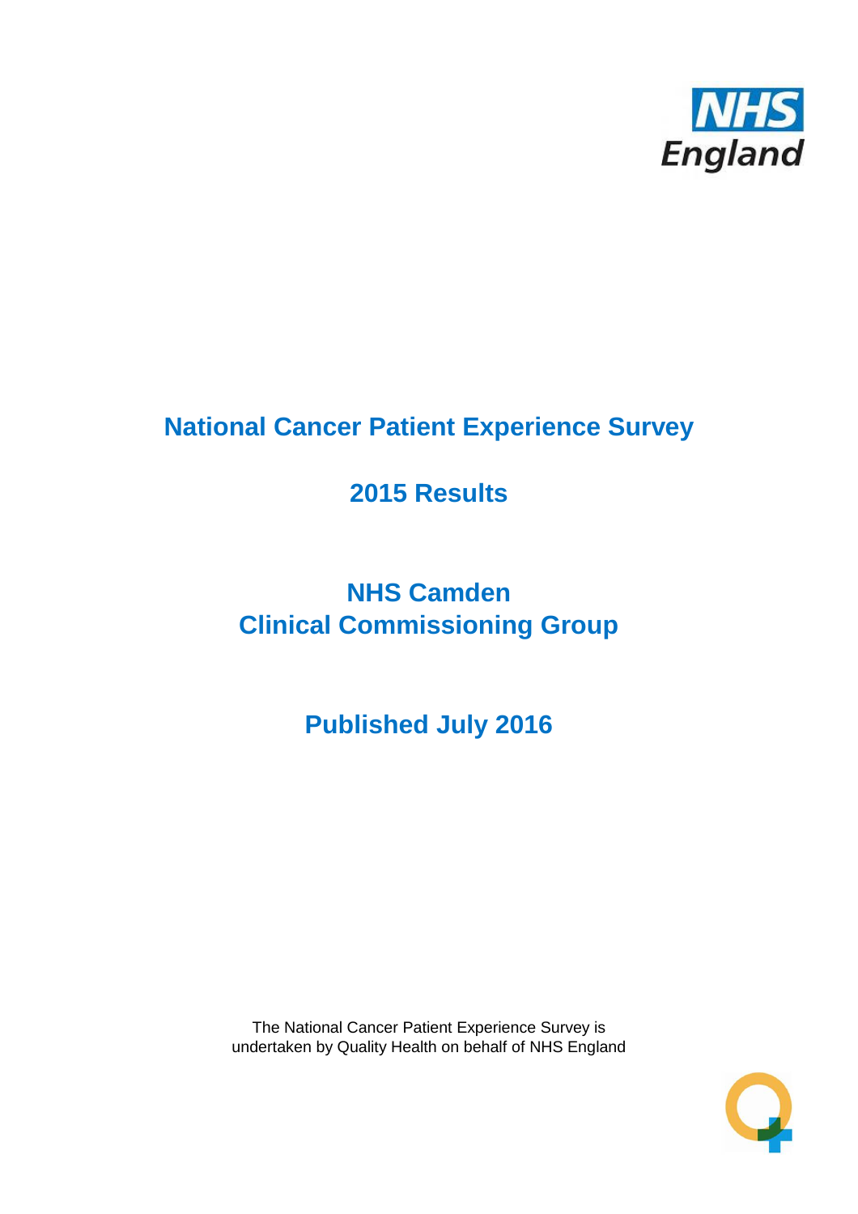# National Cancer Patient Experience Survey

## 2015 Results

## NHS Camden
## Clinical Commissioning Group

## Published July 2016

The National Cancer Patient Experience Survey is undertaken by Quality Health on behalf of NHS England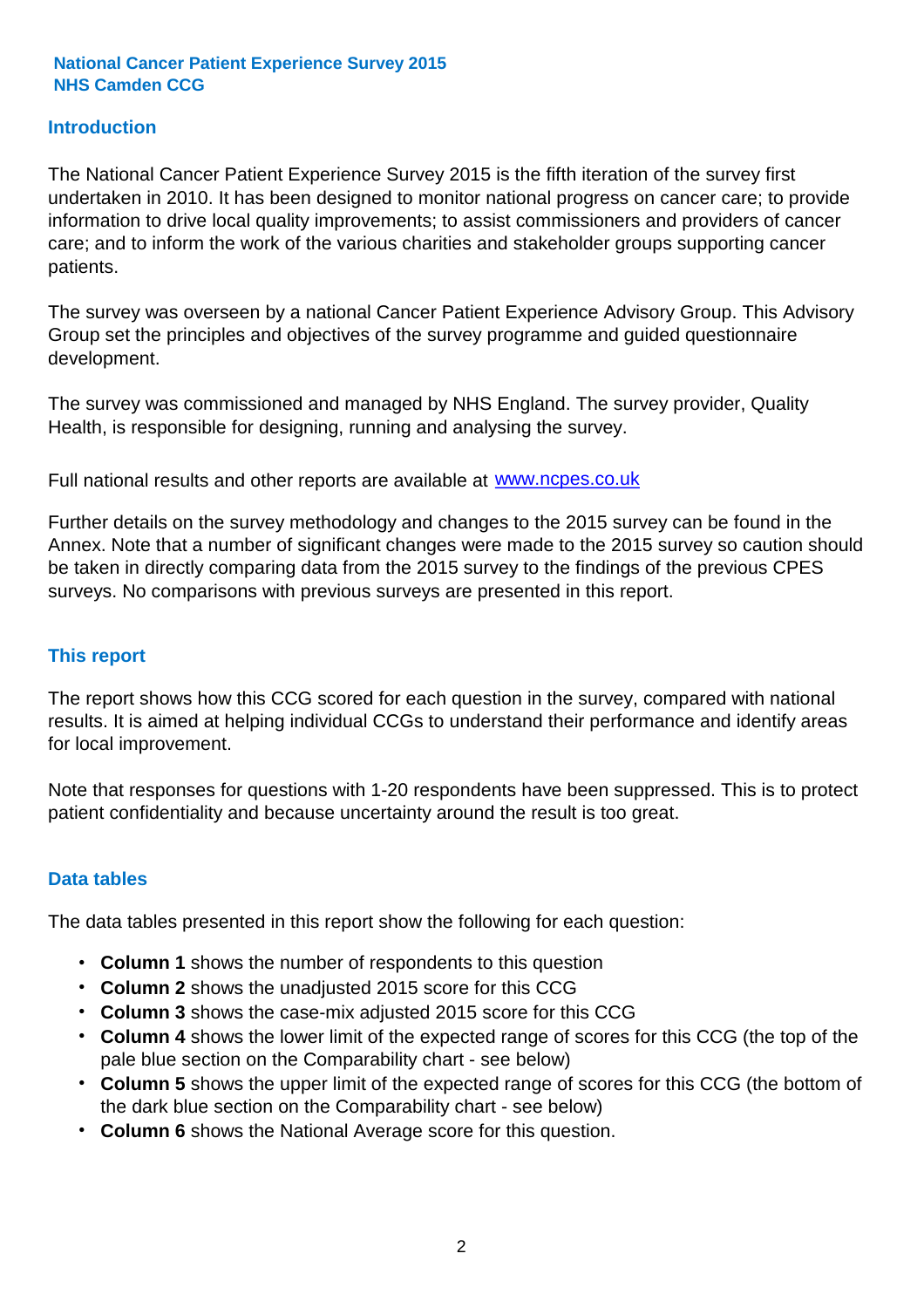**National Cancer Patient Experience Survey 2015**
**NHS Camden CCG**

## Introduction

The National Cancer Patient Experience Survey 2015 is the fifth iteration of the survey first undertaken in 2010. It has been designed to monitor national progress on cancer care; to provide information to drive local quality improvements; to assist commissioners and providers of cancer care; and to inform the work of the various charities and stakeholder groups supporting cancer patients.

The survey was overseen by a national Cancer Patient Experience Advisory Group. This Advisory Group set the principles and objectives of the survey programme and guided questionnaire development.

The survey was commissioned and managed by NHS England. The survey provider, Quality Health, is responsible for designing, running and analysing the survey.

Full national results and other reports are available at www.ncpes.co.uk

Further details on the survey methodology and changes to the 2015 survey can be found in the Annex. Note that a number of significant changes were made to the 2015 survey so caution should be taken in directly comparing data from the 2015 survey to the findings of the previous CPES surveys. No comparisons with previous surveys are presented in this report.

## This report

The report shows how this CCG scored for each question in the survey, compared with national results. It is aimed at helping individual CCGs to understand their performance and identify areas for local improvement.

Note that responses for questions with 1-20 respondents have been suppressed. This is to protect patient confidentiality and because uncertainty around the result is too great.

## Data tables

The data tables presented in this report show the following for each question:

- **Column 1** shows the number of respondents to this question
- **Column 2** shows the unadjusted 2015 score for this CCG
- **Column 3** shows the case-mix adjusted 2015 score for this CCG
- **Column 4** shows the lower limit of the expected range of scores for this CCG (the top of the pale blue section on the Comparability chart - see below)
- **Column 5** shows the upper limit of the expected range of scores for this CCG (the bottom of the dark blue section on the Comparability chart - see below)
- **Column 6** shows the National Average score for this question.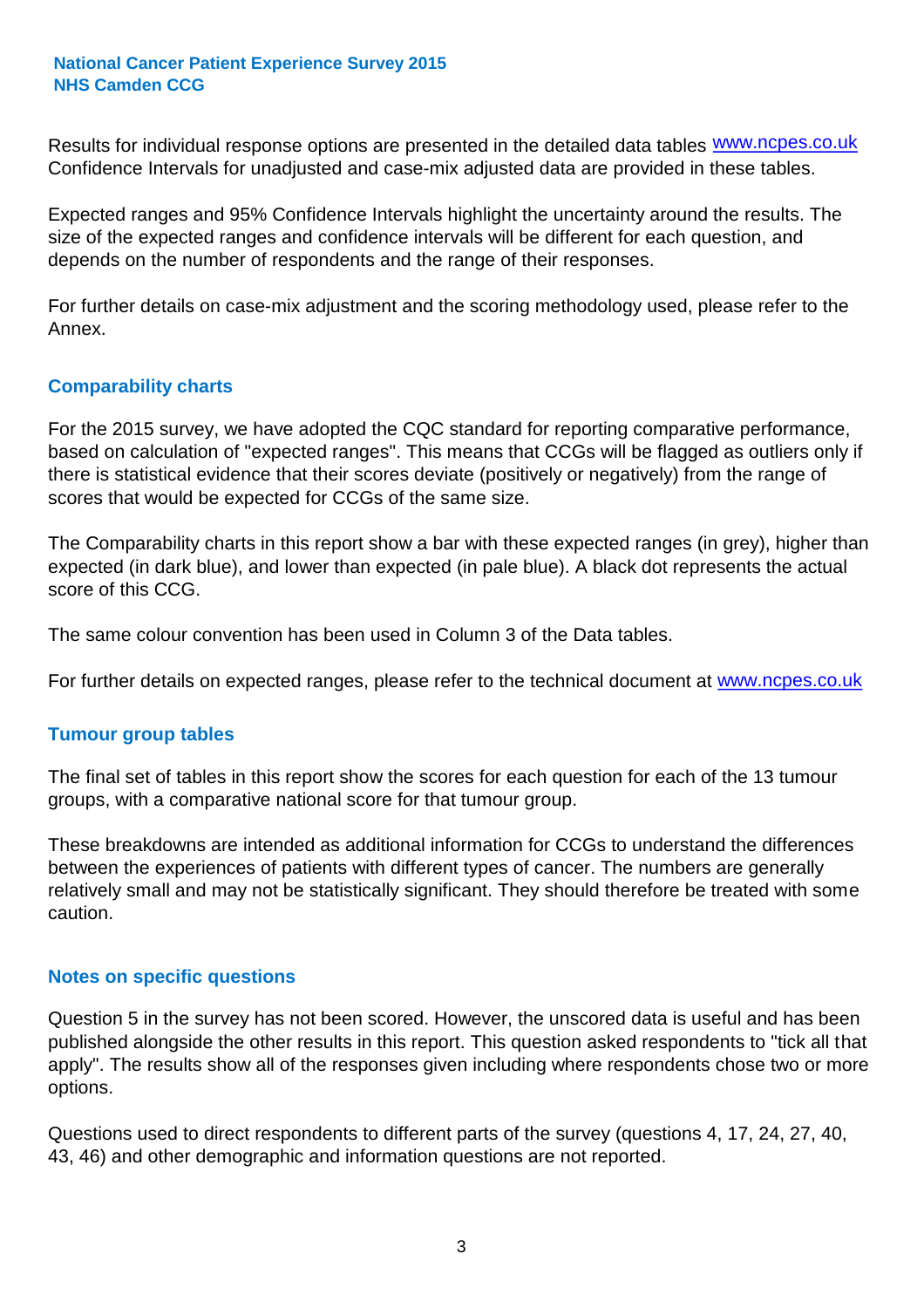Results for individual response options are presented in the detailed data tables www.ncpes.co.uk Confidence Intervals for unadjusted and case-mix adjusted data are provided in these tables.

Expected ranges and 95% Confidence Intervals highlight the uncertainty around the results. The size of the expected ranges and confidence intervals will be different for each question, and depends on the number of respondents and the range of their responses.

For further details on case-mix adjustment and the scoring methodology used, please refer to the Annex.

## Comparability charts

For the 2015 survey, we have adopted the CQC standard for reporting comparative performance, based on calculation of "expected ranges". This means that CCGs will be flagged as outliers only if there is statistical evidence that their scores deviate (positively or negatively) from the range of scores that would be expected for CCGs of the same size.

The Comparability charts in this report show a bar with these expected ranges (in grey), higher than expected (in dark blue), and lower than expected (in pale blue). A black dot represents the actual score of this CCG.

The same colour convention has been used in Column 3 of the Data tables.

For further details on expected ranges, please refer to the technical document at www.ncpes.co.uk

## Tumour group tables

The final set of tables in this report show the scores for each question for each of the 13 tumour groups, with a comparative national score for that tumour group.

These breakdowns are intended as additional information for CCGs to understand the differences between the experiences of patients with different types of cancer. The numbers are generally relatively small and may not be statistically significant. They should therefore be treated with some caution.

## Notes on specific questions

Question 5 in the survey has not been scored. However, the unscored data is useful and has been published alongside the other results in this report. This question asked respondents to "tick all that apply". The results show all of the responses given including where respondents chose two or more options.

Questions used to direct respondents to different parts of the survey (questions 4, 17, 24, 27, 40, 43, 46) and other demographic and information questions are not reported.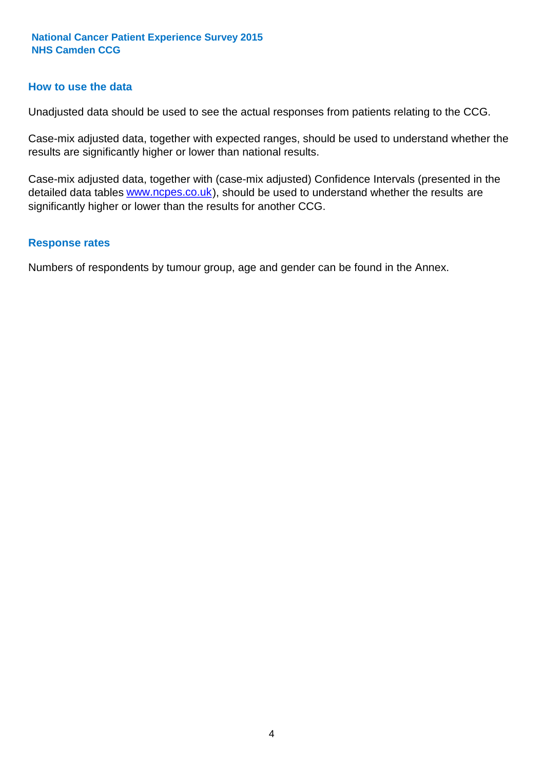## How to use the data

Unadjusted data should be used to see the actual responses from patients relating to the CCG.

Case-mix adjusted data, together with expected ranges, should be used to understand whether the results are significantly higher or lower than national results.

Case-mix adjusted data, together with (case-mix adjusted) Confidence Intervals (presented in the detailed data tables [www.ncpes.co.uk](http://www.ncpes.co.uk)), should be used to understand whether the results are significantly higher or lower than the results for another CCG.

## Response rates

Numbers of respondents by tumour group, age and gender can be found in the Annex.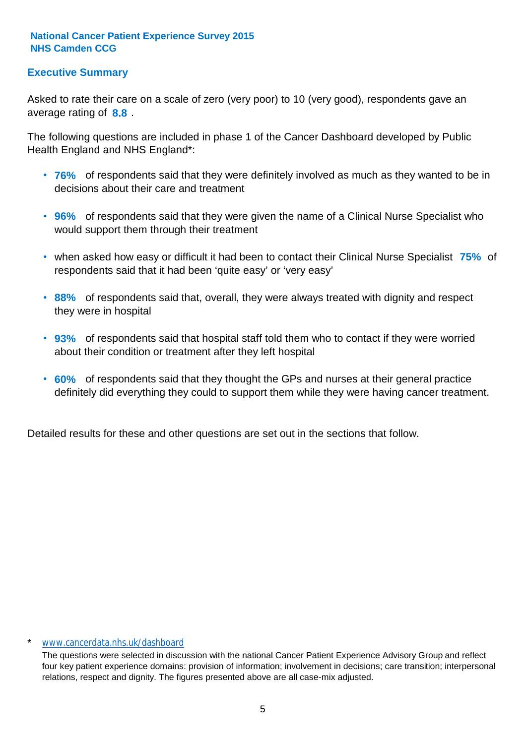**National Cancer Patient Experience Survey 2015**
**NHS Camden CCG**

## Executive Summary

Asked to rate their care on a scale of zero (very poor) to 10 (very good), respondents gave an average rating of **8.8** .

The following questions are included in phase 1 of the Cancer Dashboard developed by Public Health England and NHS England*:

- **76%** of respondents said that they were definitely involved as much as they wanted to be in decisions about their care and treatment
- **96%** of respondents said that they were given the name of a Clinical Nurse Specialist who would support them through their treatment
- when asked how easy or difficult it had been to contact their Clinical Nurse Specialist **75%** of respondents said that it had been 'quite easy' or 'very easy'
- **88%** of respondents said that, overall, they were always treated with dignity and respect they were in hospital
- **93%** of respondents said that hospital staff told them who to contact if they were worried about their condition or treatment after they left hospital
- **60%** of respondents said that they thought the GPs and nurses at their general practice definitely did everything they could to support them while they were having cancer treatment.

Detailed results for these and other questions are set out in the sections that follow.

\* www.cancerdata.nhs.uk/dashboard

The questions were selected in discussion with the national Cancer Patient Experience Advisory Group and reflect four key patient experience domains: provision of information; involvement in decisions; care transition; interpersonal relations, respect and dignity. The figures presented above are all case-mix adjusted.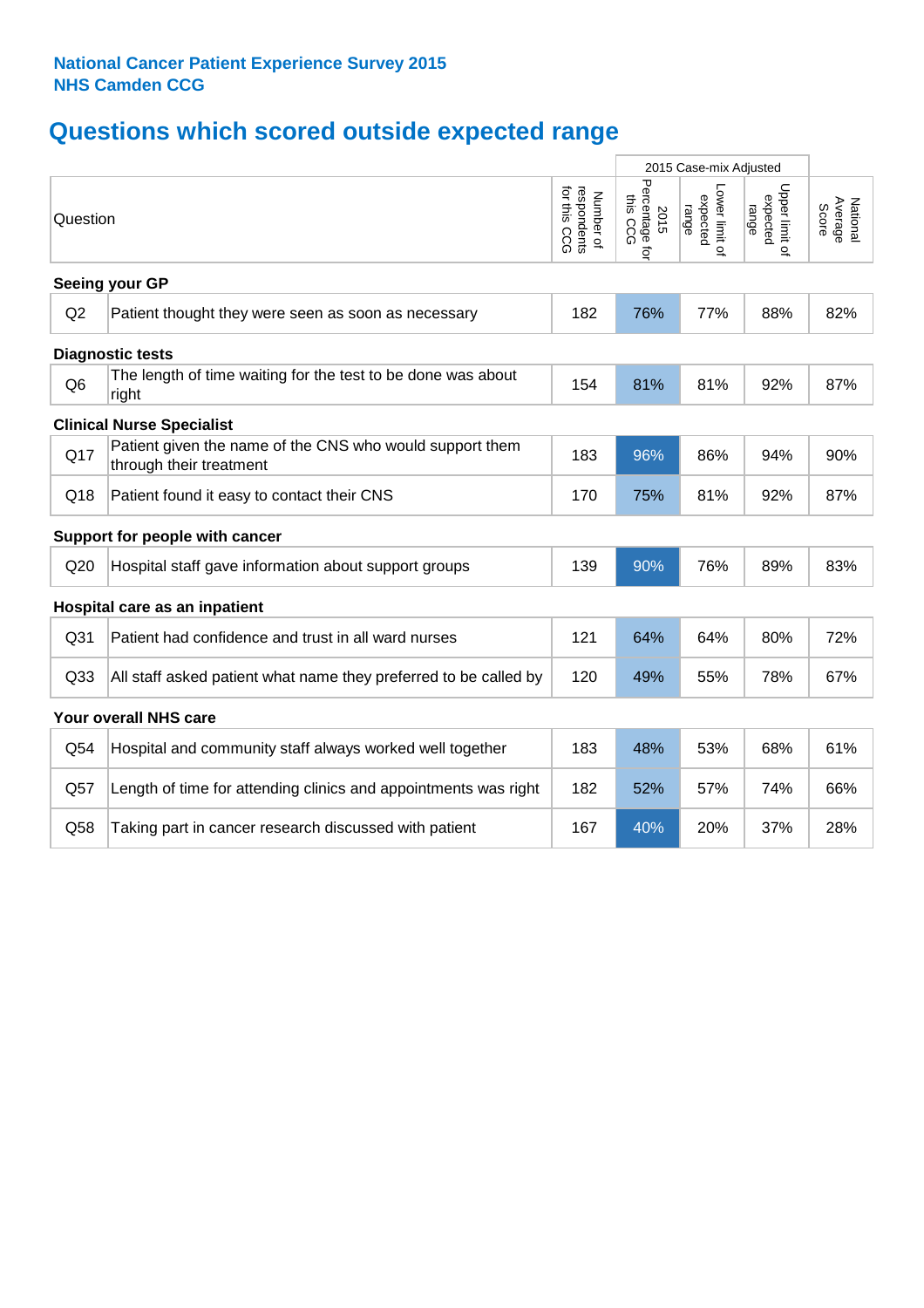**National Cancer Patient Experience Survey 2015**
**NHS Camden CCG**

# Questions which scored outside expected range

| | Question | Number of respondents for this CCG | 2015 Case-mix Adjusted: 2015 Percentage for this CCG | 2015 Case-mix Adjusted: Lower limit of expected range | 2015 Case-mix Adjusted: Upper limit of expected range | National Average Score |
|---|---|---|---|---|---|---|
| **Seeing your GP** | | | | | | |
| Q2 | Patient thought they were seen as soon as necessary | 182 | 76% | 77% | 88% | 82% |
| **Diagnostic tests** | | | | | | |
| Q6 | The length of time waiting for the test to be done was about right | 154 | 81% | 81% | 92% | 87% |
| **Clinical Nurse Specialist** | | | | | | |
| Q17 | Patient given the name of the CNS who would support them through their treatment | 183 | 96% | 86% | 94% | 90% |
| Q18 | Patient found it easy to contact their CNS | 170 | 75% | 81% | 92% | 87% |
| **Support for people with cancer** | | | | | | |
| Q20 | Hospital staff gave information about support groups | 139 | 90% | 76% | 89% | 83% |
| **Hospital care as an inpatient** | | | | | | |
| Q31 | Patient had confidence and trust in all ward nurses | 121 | 64% | 64% | 80% | 72% |
| Q33 | All staff asked patient what name they preferred to be called by | 120 | 49% | 55% | 78% | 67% |
| **Your overall NHS care** | | | | | | |
| Q54 | Hospital and community staff always worked well together | 183 | 48% | 53% | 68% | 61% |
| Q57 | Length of time for attending clinics and appointments was right | 182 | 52% | 57% | 74% | 66% |
| Q58 | Taking part in cancer research discussed with patient | 167 | 40% | 20% | 37% | 28% |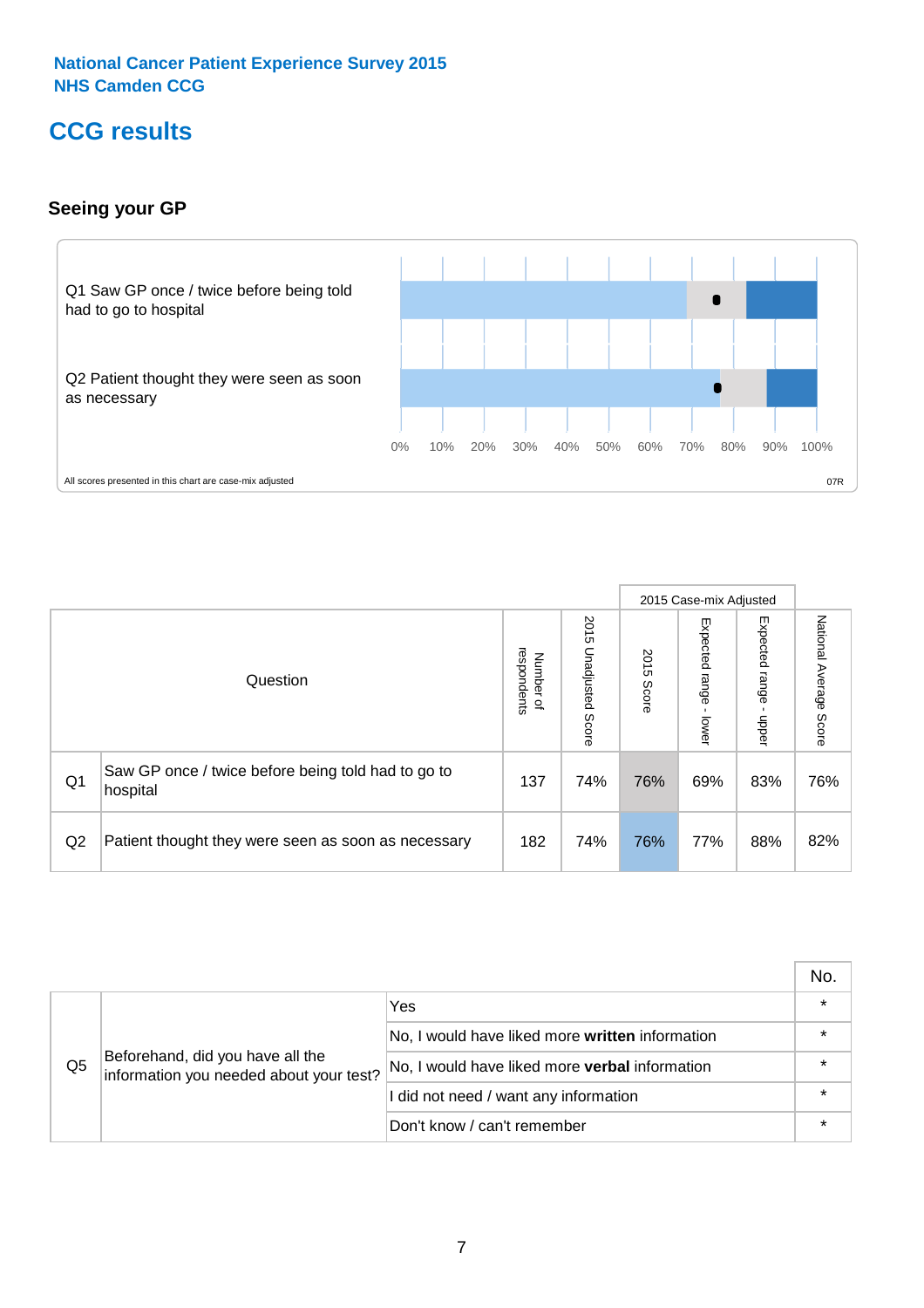National Cancer Patient Experience Survey 2015
NHS Camden CCG

# CCG results

## Seeing your GP

Q1 Saw GP once / twice before being told had to go to hospital

Q2 Patient thought they were seen as soon as necessary

0% 10% 20% 30% 40% 50% 60% 70% 80% 90% 100%

All scores presented in this chart are case-mix adjusted

07R

| | Question | Number of respondents | 2015 Unadjusted Score | 2015 Case-mix Adjusted 2015 Score | Expected range - lower | Expected range - upper | National Average Score |
|---|---|---|---|---|---|---|---|
| Q1 | Saw GP once / twice before being told had to go to hospital | 137 | 74% | 76% | 69% | 83% | 76% |
| Q2 | Patient thought they were seen as soon as necessary | 182 | 74% | 76% | 77% | 88% | 82% |

| | | | No. |
|---|---|---|---|
| Q5 | Beforehand, did you have all the information you needed about your test? | Yes | * |
| | | No, I would have liked more **written** information | * |
| | | No, I would have liked more **verbal** information | * |
| | | I did not need / want any information | * |
| | | Don't know / can't remember | * |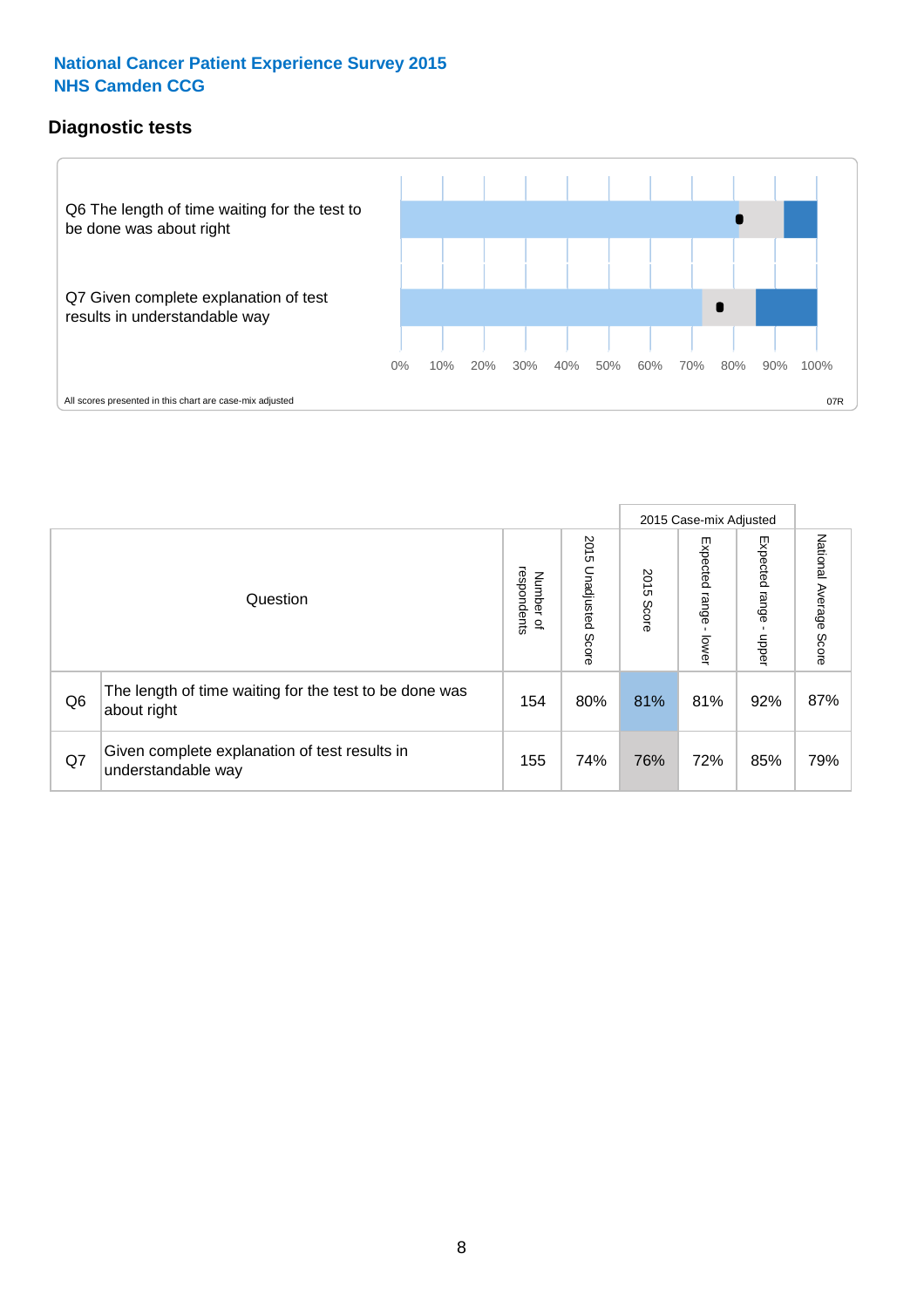**National Cancer Patient Experience Survey 2015**
**NHS Camden CCG**

## Diagnostic tests

Q6 The length of time waiting for the test to be done was about right

Q7 Given complete explanation of test results in understandable way

0% 10% 20% 30% 40% 50% 60% 70% 80% 90% 100%

All scores presented in this chart are case-mix adjusted

07R

| Question | | Number of respondents | 2015 Unadjusted Score | 2015 Case-mix Adjusted | | | National Average Score |
|---|---|---|---|---|---|---|---|
| | | | | 2015 Score | Expected range - lower | Expected range - upper | |
| Q6 | The length of time waiting for the test to be done was about right | 154 | 80% | 81% | 81% | 92% | 87% |
| Q7 | Given complete explanation of test results in understandable way | 155 | 74% | 76% | 72% | 85% | 79% |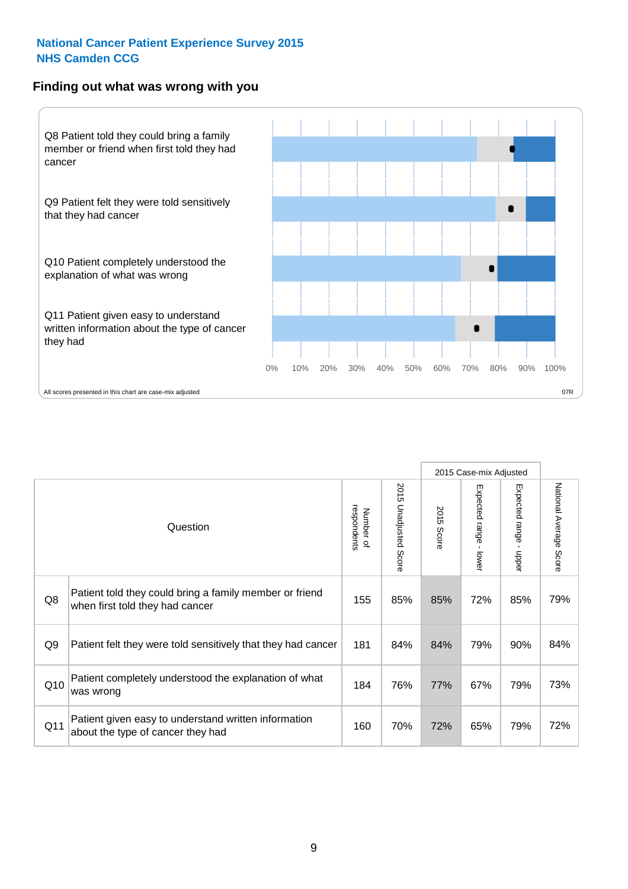**National Cancer Patient Experience Survey 2015**
**NHS Camden CCG**

## Finding out what was wrong with you

Q8 Patient told they could bring a family member or friend when first told they had cancer

Q9 Patient felt they were told sensitively that they had cancer

Q10 Patient completely understood the explanation of what was wrong

Q11 Patient given easy to understand written information about the type of cancer they had

0% 10% 20% 30% 40% 50% 60% 70% 80% 90% 100%

All scores presented in this chart are case-mix adjusted

07R

| | Question | Number of respondents | 2015 Unadjusted Score | 2015 Case-mix Adjusted: 2015 Score | 2015 Case-mix Adjusted: Expected range - lower | 2015 Case-mix Adjusted: Expected range - upper | National Average Score |
|---|---|---|---|---|---|---|---|
| Q8 | Patient told they could bring a family member or friend when first told they had cancer | 155 | 85% | 85% | 72% | 85% | 79% |
| Q9 | Patient felt they were told sensitively that they had cancer | 181 | 84% | 84% | 79% | 90% | 84% |
| Q10 | Patient completely understood the explanation of what was wrong | 184 | 76% | 77% | 67% | 79% | 73% |
| Q11 | Patient given easy to understand written information about the type of cancer they had | 160 | 70% | 72% | 65% | 79% | 72% |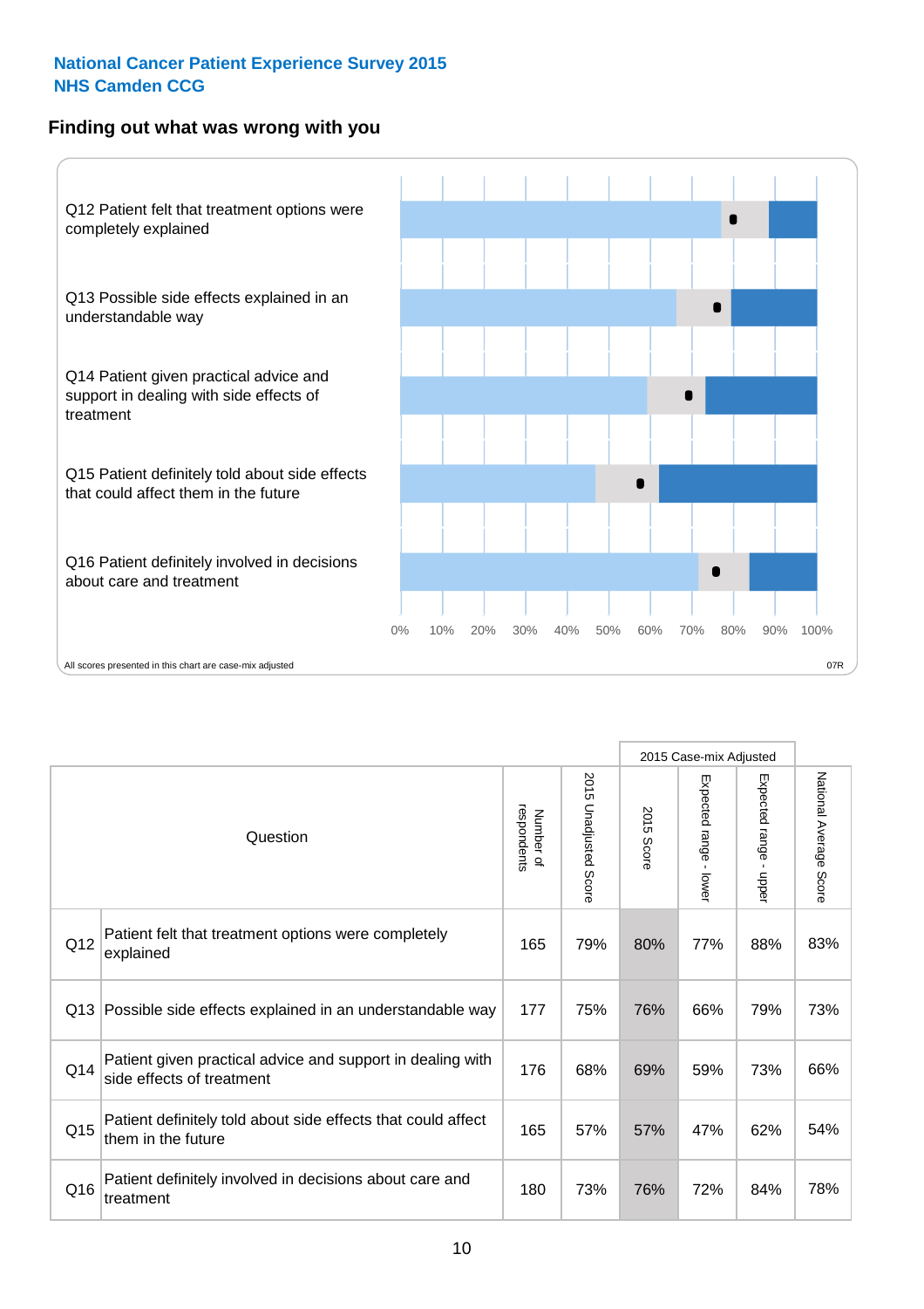National Cancer Patient Experience Survey 2015
NHS Camden CCG

## Finding out what was wrong with you

Q12 Patient felt that treatment options were completely explained

Q13 Possible side effects explained in an understandable way

Q14 Patient given practical advice and support in dealing with side effects of treatment

Q15 Patient definitely told about side effects that could affect them in the future

Q16 Patient definitely involved in decisions about care and treatment

0% 10% 20% 30% 40% 50% 60% 70% 80% 90% 100%

All scores presented in this chart are case-mix adjusted

07R

| Question | | Number of respondents | 2015 Unadjusted Score | 2015 Case-mix Adjusted | | | National Average Score |
|---|---|---|---|---|---|---|---|
| | | | | 2015 Score | Expected range - lower | Expected range - upper | |
| Q12 | Patient felt that treatment options were completely explained | 165 | 79% | 80% | 77% | 88% | 83% |
| Q13 | Possible side effects explained in an understandable way | 177 | 75% | 76% | 66% | 79% | 73% |
| Q14 | Patient given practical advice and support in dealing with side effects of treatment | 176 | 68% | 69% | 59% | 73% | 66% |
| Q15 | Patient definitely told about side effects that could affect them in the future | 165 | 57% | 57% | 47% | 62% | 54% |
| Q16 | Patient definitely involved in decisions about care and treatment | 180 | 73% | 76% | 72% | 84% | 78% |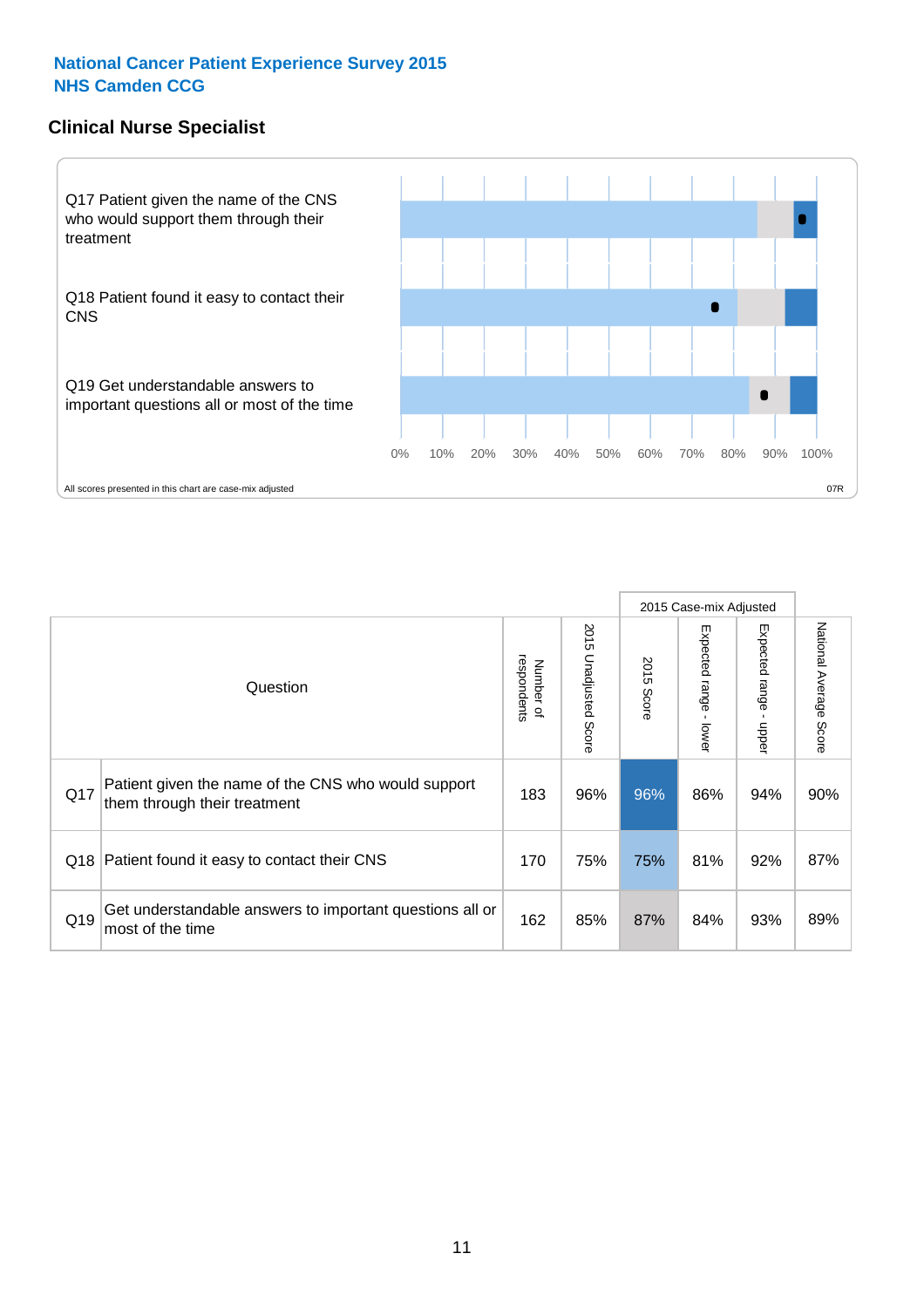**National Cancer Patient Experience Survey 2015**
**NHS Camden CCG**

## Clinical Nurse Specialist

Q17 Patient given the name of the CNS who would support them through their treatment

Q18 Patient found it easy to contact their CNS

Q19 Get understandable answers to important questions all or most of the time

0% 10% 20% 30% 40% 50% 60% 70% 80% 90% 100%

All scores presented in this chart are case-mix adjusted

07R

| | Question | Number of respondents | 2015 Unadjusted Score | 2015 Case-mix Adjusted: 2015 Score | 2015 Case-mix Adjusted: Expected range - lower | 2015 Case-mix Adjusted: Expected range - upper | National Average Score |
|---|---|---|---|---|---|---|---|
| Q17 | Patient given the name of the CNS who would support them through their treatment | 183 | 96% | 96% | 86% | 94% | 90% |
| Q18 | Patient found it easy to contact their CNS | 170 | 75% | 75% | 81% | 92% | 87% |
| Q19 | Get understandable answers to important questions all or most of the time | 162 | 85% | 87% | 84% | 93% | 89% |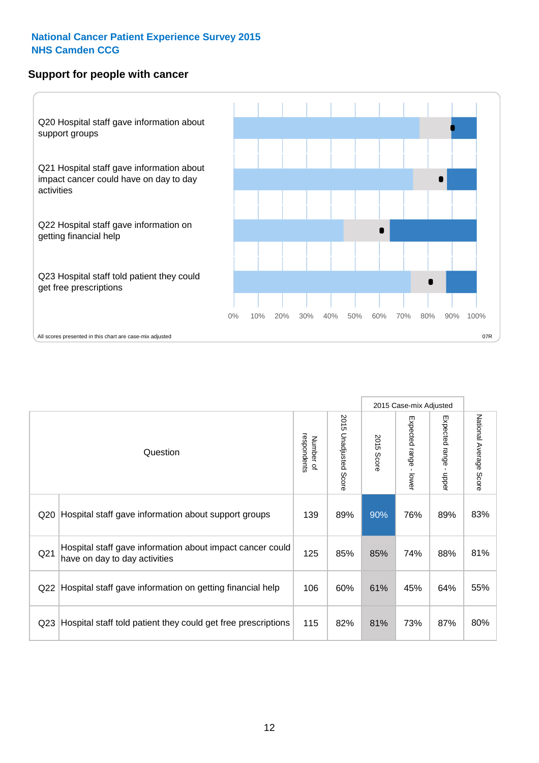National Cancer Patient Experience Survey 2015
NHS Camden CCG

## Support for people with cancer

Q20 Hospital staff gave information about support groups

Q21 Hospital staff gave information about impact cancer could have on day to day activities

Q22 Hospital staff gave information on getting financial help

Q23 Hospital staff told patient they could get free prescriptions

0% 10% 20% 30% 40% 50% 60% 70% 80% 90% 100%

All scores presented in this chart are case-mix adjusted

07R

| Question | | Number of respondents | 2015 Unadjusted Score | 2015 Case-mix Adjusted | | | National Average Score |
|---|---|---|---|---|---|---|---|
| | | | | 2015 Score | Expected range - lower | Expected range - upper | |
| Q20 | Hospital staff gave information about support groups | 139 | 89% | 90% | 76% | 89% | 83% |
| Q21 | Hospital staff gave information about impact cancer could have on day to day activities | 125 | 85% | 85% | 74% | 88% | 81% |
| Q22 | Hospital staff gave information on getting financial help | 106 | 60% | 61% | 45% | 64% | 55% |
| Q23 | Hospital staff told patient they could get free prescriptions | 115 | 82% | 81% | 73% | 87% | 80% |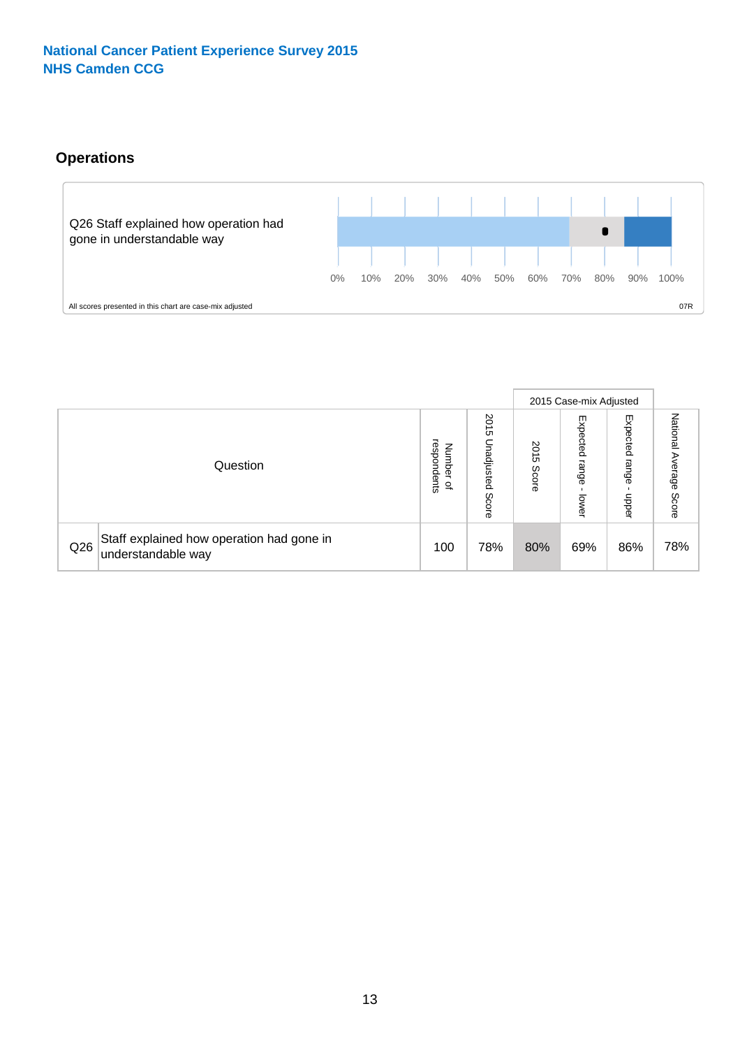National Cancer Patient Experience Survey 2015
NHS Camden CCG

## Operations

Q26 Staff explained how operation had gone in understandable way

0% 10% 20% 30% 40% 50% 60% 70% 80% 90% 100%

All scores presented in this chart are case-mix adjusted

07R

| Question | | Number of respondents | 2015 Unadjusted Score | 2015 Case-mix Adjusted | | | National Average Score |
|---|---|---|---|---|---|---|---|
| | | | | 2015 Score | Expected range - lower | Expected range - upper | |
| Q26 | Staff explained how operation had gone in understandable way | 100 | 78% | 80% | 69% | 86% | 78% |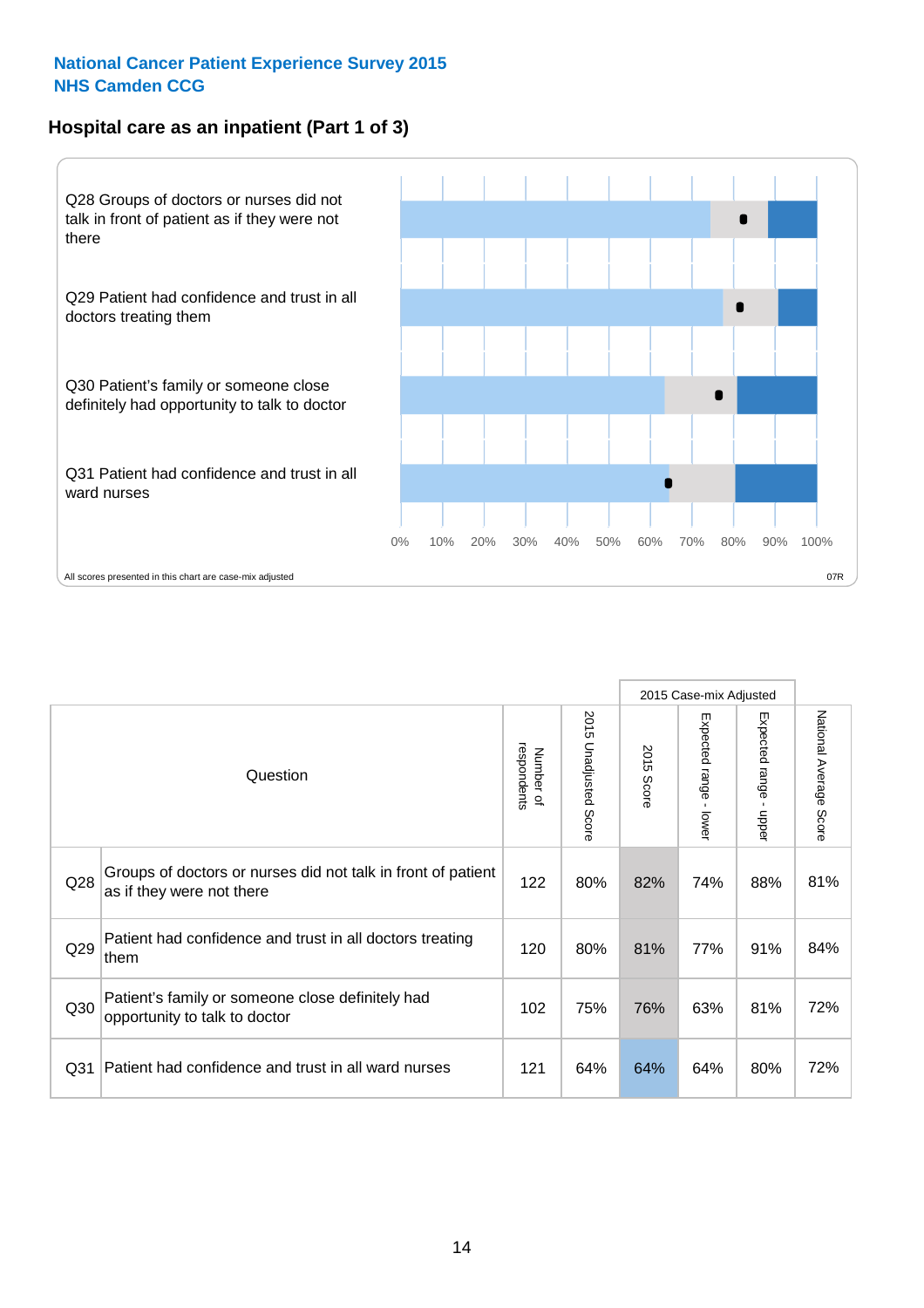National Cancer Patient Experience Survey 2015
NHS Camden CCG

## Hospital care as an inpatient (Part 1 of 3)

Q28 Groups of doctors or nurses did not talk in front of patient as if they were not there

Q29 Patient had confidence and trust in all doctors treating them

Q30 Patient's family or someone close definitely had opportunity to talk to doctor

Q31 Patient had confidence and trust in all ward nurses

0% 10% 20% 30% 40% 50% 60% 70% 80% 90% 100%

All scores presented in this chart are case-mix adjusted

07R

| | Question | Number of respondents | 2015 Unadjusted Score | 2015 Case-mix Adjusted: 2015 Score | 2015 Case-mix Adjusted: Expected range - lower | 2015 Case-mix Adjusted: Expected range - upper | National Average Score |
|---|---|---|---|---|---|---|---|
| Q28 | Groups of doctors or nurses did not talk in front of patient as if they were not there | 122 | 80% | 82% | 74% | 88% | 81% |
| Q29 | Patient had confidence and trust in all doctors treating them | 120 | 80% | 81% | 77% | 91% | 84% |
| Q30 | Patient's family or someone close definitely had opportunity to talk to doctor | 102 | 75% | 76% | 63% | 81% | 72% |
| Q31 | Patient had confidence and trust in all ward nurses | 121 | 64% | 64% | 64% | 80% | 72% |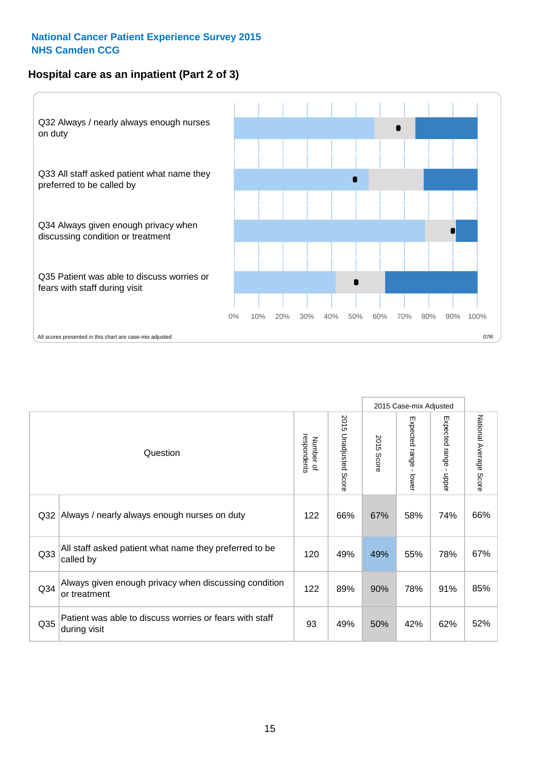**National Cancer Patient Experience Survey 2015**
**NHS Camden CCG**

## Hospital care as an inpatient (Part 2 of 3)

Q32 Always / nearly always enough nurses on duty

Q33 All staff asked patient what name they preferred to be called by

Q34 Always given enough privacy when discussing condition or treatment

Q35 Patient was able to discuss worries or fears with staff during visit

0% 10% 20% 30% 40% 50% 60% 70% 80% 90% 100%

All scores presented in this chart are case-mix adjusted

07R

| Question | | Number of respondents | 2015 Unadjusted Score | 2015 Case-mix Adjusted: 2015 Score | 2015 Case-mix Adjusted: Expected range - lower | 2015 Case-mix Adjusted: Expected range - upper | National Average Score |
|---|---|---|---|---|---|---|---|
| Q32 | Always / nearly always enough nurses on duty | 122 | 66% | 67% | 58% | 74% | 66% |
| Q33 | All staff asked patient what name they preferred to be called by | 120 | 49% | 49% | 55% | 78% | 67% |
| Q34 | Always given enough privacy when discussing condition or treatment | 122 | 89% | 90% | 78% | 91% | 85% |
| Q35 | Patient was able to discuss worries or fears with staff during visit | 93 | 49% | 50% | 42% | 62% | 52% |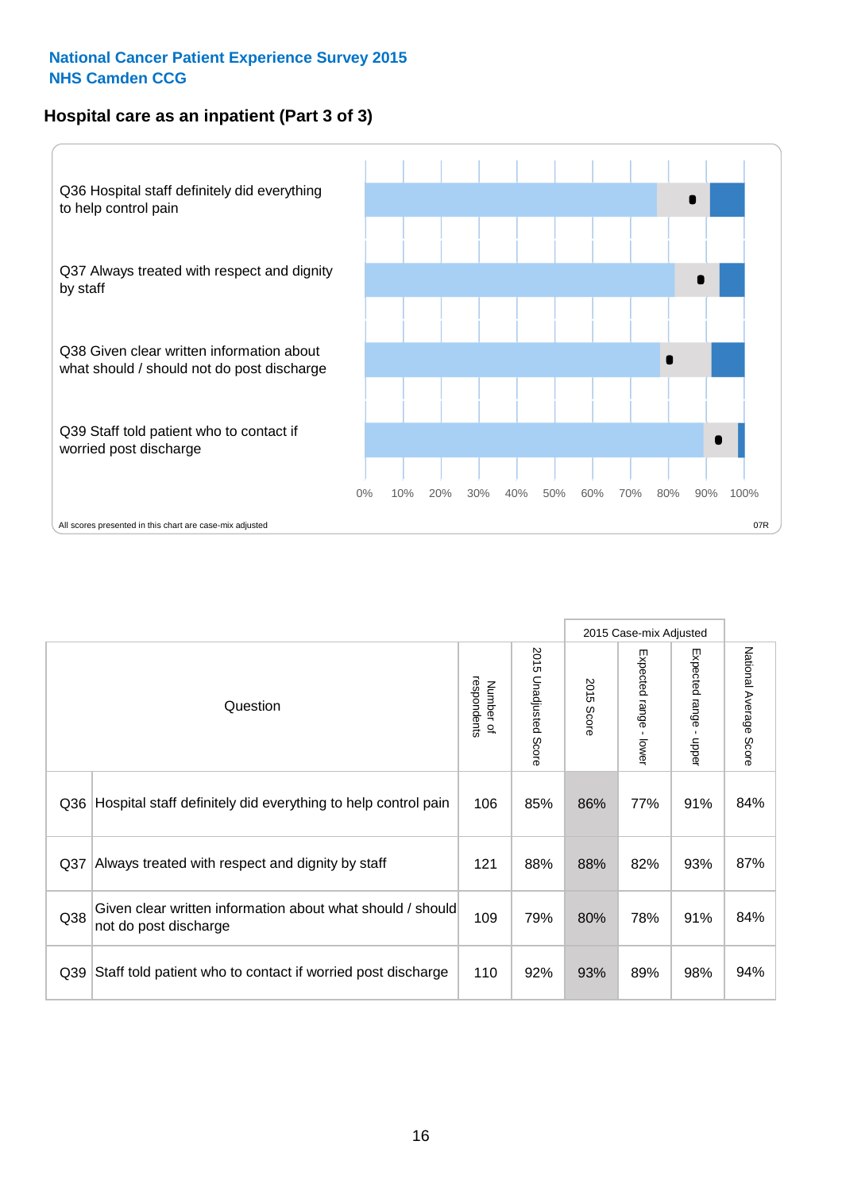# National Cancer Patient Experience Survey 2015
## NHS Camden CCG

### Hospital care as an inpatient (Part 3 of 3)

Q36 Hospital staff definitely did everything to help control pain

Q37 Always treated with respect and dignity by staff

Q38 Given clear written information about what should / should not do post discharge

Q39 Staff told patient who to contact if worried post discharge

0% 10% 20% 30% 40% 50% 60% 70% 80% 90% 100%

All scores presented in this chart are case-mix adjusted

07R

| | Question | Number of respondents | 2015 Unadjusted Score | 2015 Case-mix Adjusted: 2015 Score | 2015 Case-mix Adjusted: Expected range - lower | 2015 Case-mix Adjusted: Expected range - upper | National Average Score |
|---|---|---|---|---|---|---|---|
| Q36 | Hospital staff definitely did everything to help control pain | 106 | 85% | 86% | 77% | 91% | 84% |
| Q37 | Always treated with respect and dignity by staff | 121 | 88% | 88% | 82% | 93% | 87% |
| Q38 | Given clear written information about what should / should not do post discharge | 109 | 79% | 80% | 78% | 91% | 84% |
| Q39 | Staff told patient who to contact if worried post discharge | 110 | 92% | 93% | 89% | 98% | 94% |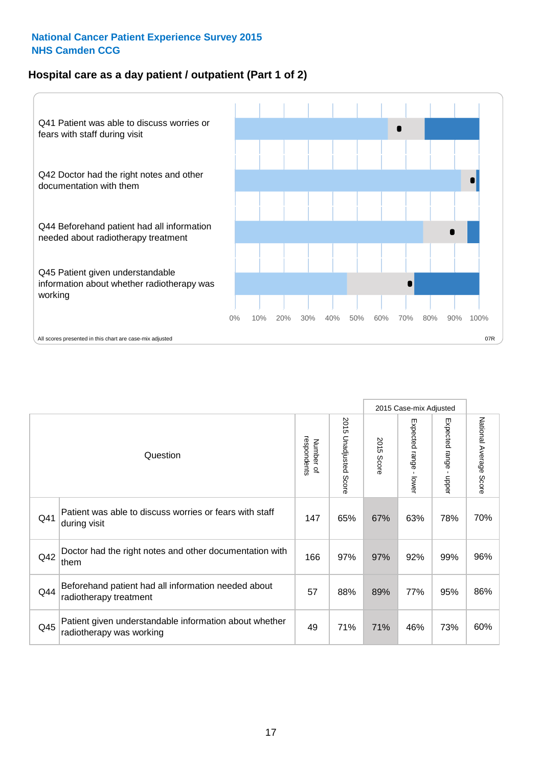National Cancer Patient Experience Survey 2015
NHS Camden CCG

## Hospital care as a day patient / outpatient (Part 1 of 2)

Q41 Patient was able to discuss worries or fears with staff during visit

Q42 Doctor had the right notes and other documentation with them

Q44 Beforehand patient had all information needed about radiotherapy treatment

Q45 Patient given understandable information about whether radiotherapy was working

0% 10% 20% 30% 40% 50% 60% 70% 80% 90% 100%

All scores presented in this chart are case-mix adjusted

07R

| | Question | Number of respondents | 2015 Unadjusted Score | 2015 Case-mix Adjusted: 2015 Score | 2015 Case-mix Adjusted: Expected range - lower | 2015 Case-mix Adjusted: Expected range - upper | National Average Score |
|---|---|---|---|---|---|---|---|
| Q41 | Patient was able to discuss worries or fears with staff during visit | 147 | 65% | 67% | 63% | 78% | 70% |
| Q42 | Doctor had the right notes and other documentation with them | 166 | 97% | 97% | 92% | 99% | 96% |
| Q44 | Beforehand patient had all information needed about radiotherapy treatment | 57 | 88% | 89% | 77% | 95% | 86% |
| Q45 | Patient given understandable information about whether radiotherapy was working | 49 | 71% | 71% | 46% | 73% | 60% |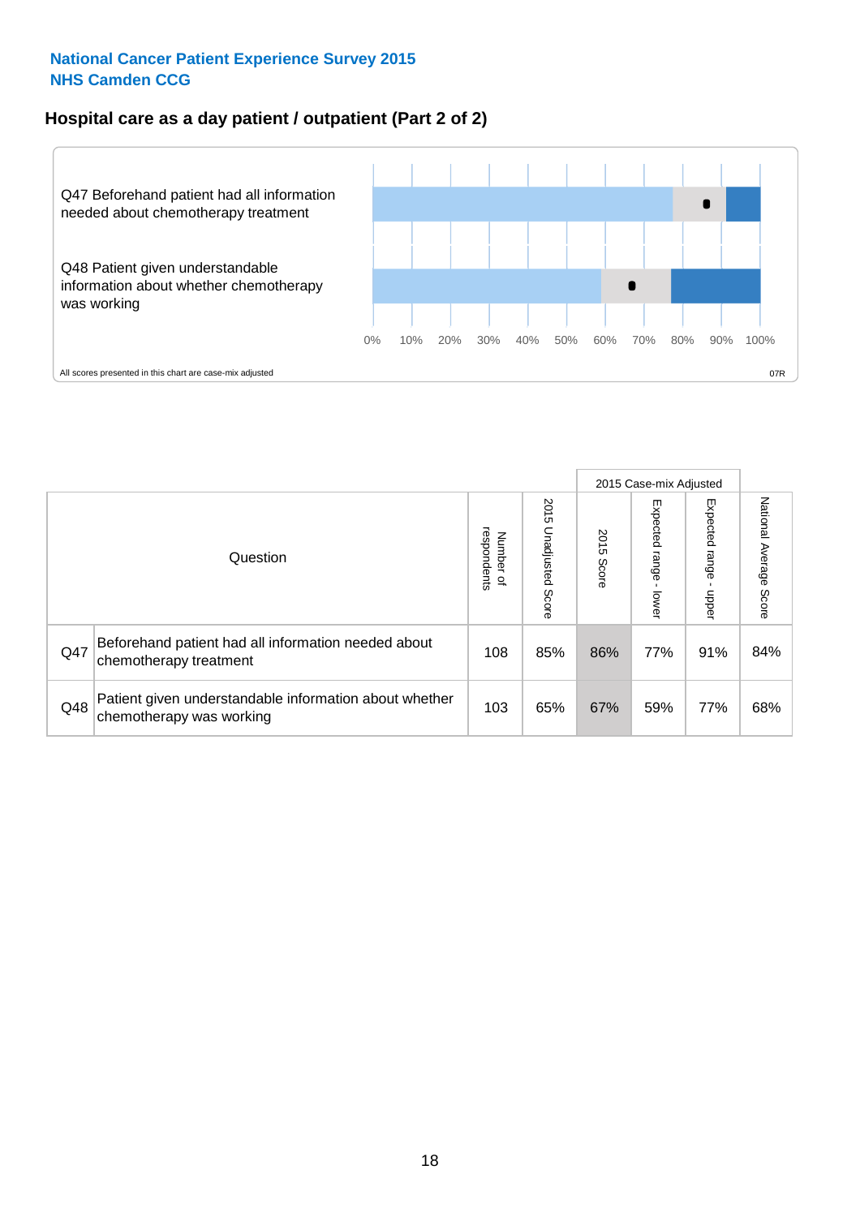National Cancer Patient Experience Survey 2015
NHS Camden CCG

## Hospital care as a day patient / outpatient (Part 2 of 2)

Q47 Beforehand patient had all information needed about chemotherapy treatment

Q48 Patient given understandable information about whether chemotherapy was working

0% 10% 20% 30% 40% 50% 60% 70% 80% 90% 100%

All scores presented in this chart are case-mix adjusted

07R

| | Question | Number of respondents | 2015 Unadjusted Score | 2015 Case-mix Adjusted: 2015 Score | 2015 Case-mix Adjusted: Expected range - lower | 2015 Case-mix Adjusted: Expected range - upper | National Average Score |
|---|---|---|---|---|---|---|---|
| Q47 | Beforehand patient had all information needed about chemotherapy treatment | 108 | 85% | 86% | 77% | 91% | 84% |
| Q48 | Patient given understandable information about whether chemotherapy was working | 103 | 65% | 67% | 59% | 77% | 68% |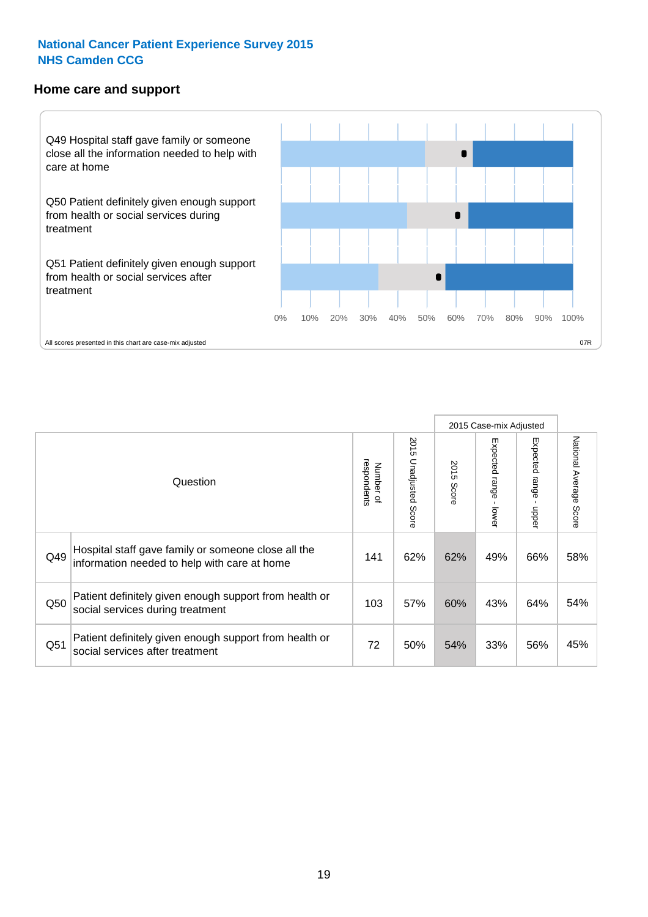# National Cancer Patient Experience Survey 2015
# NHS Camden CCG

## Home care and support

Q49 Hospital staff gave family or someone close all the information needed to help with care at home

Q50 Patient definitely given enough support from health or social services during treatment

Q51 Patient definitely given enough support from health or social services after treatment

0% 10% 20% 30% 40% 50% 60% 70% 80% 90% 100%

All scores presented in this chart are case-mix adjusted

07R

| | Question | Number of respondents | 2015 Unadjusted Score | 2015 Case-mix Adjusted | | | National Average Score |
|---|---|---|---|---|---|---|---|
| | | | | 2015 Score | Expected range - lower | Expected range - upper | |
| Q49 | Hospital staff gave family or someone close all the information needed to help with care at home | 141 | 62% | 62% | 49% | 66% | 58% |
| Q50 | Patient definitely given enough support from health or social services during treatment | 103 | 57% | 60% | 43% | 64% | 54% |
| Q51 | Patient definitely given enough support from health or social services after treatment | 72 | 50% | 54% | 33% | 56% | 45% |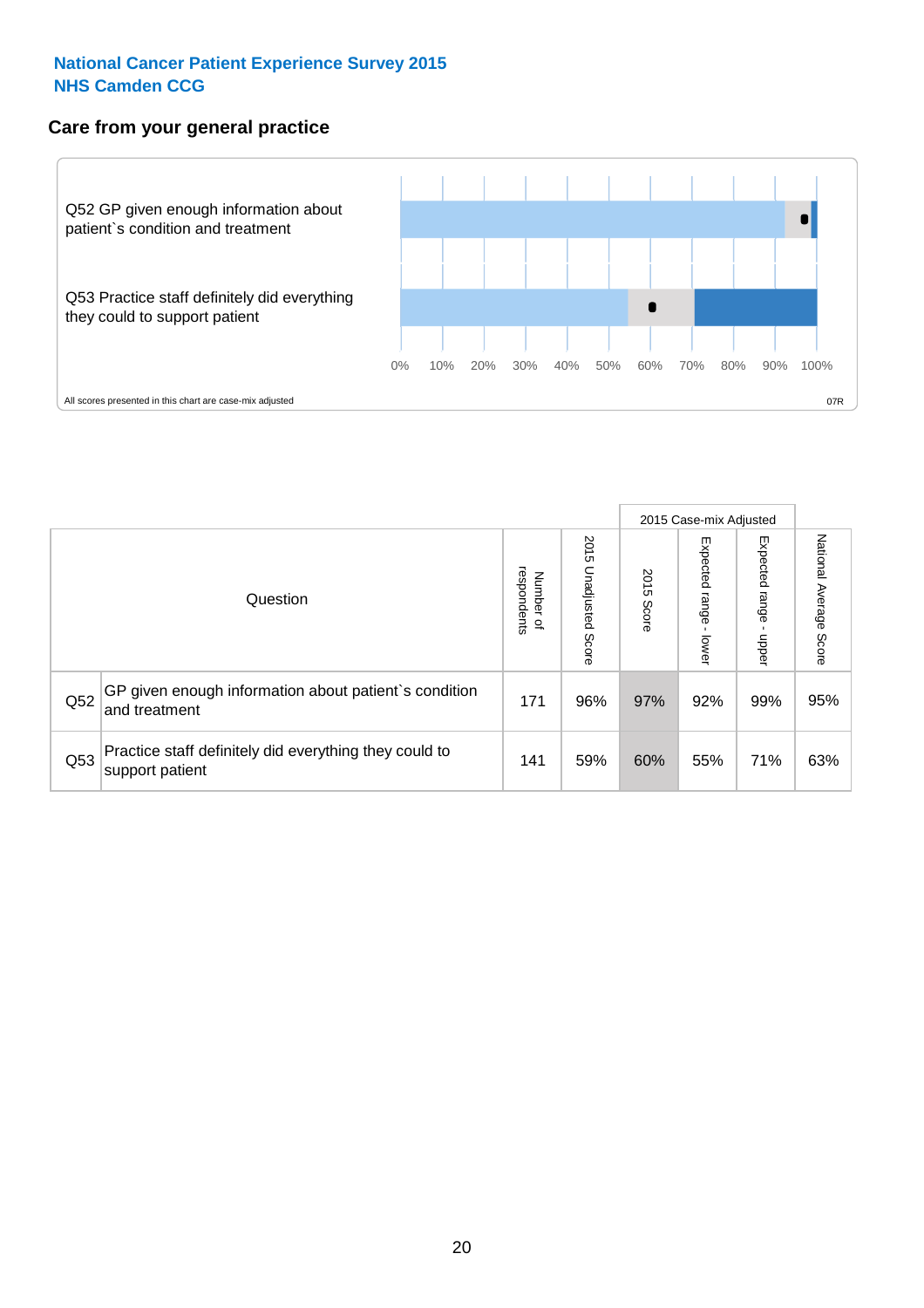National Cancer Patient Experience Survey 2015
NHS Camden CCG

## Care from your general practice

Q52 GP given enough information about patient`s condition and treatment

Q53 Practice staff definitely did everything they could to support patient

0% 10% 20% 30% 40% 50% 60% 70% 80% 90% 100%

All scores presented in this chart are case-mix adjusted

07R

| Question | | Number of respondents | 2015 Unadjusted Score | 2015 Case-mix Adjusted: 2015 Score | 2015 Case-mix Adjusted: Expected range - lower | 2015 Case-mix Adjusted: Expected range - upper | National Average Score |
|---|---|---|---|---|---|---|---|
| Q52 | GP given enough information about patient`s condition and treatment | 171 | 96% | 97% | 92% | 99% | 95% |
| Q53 | Practice staff definitely did everything they could to support patient | 141 | 59% | 60% | 55% | 71% | 63% |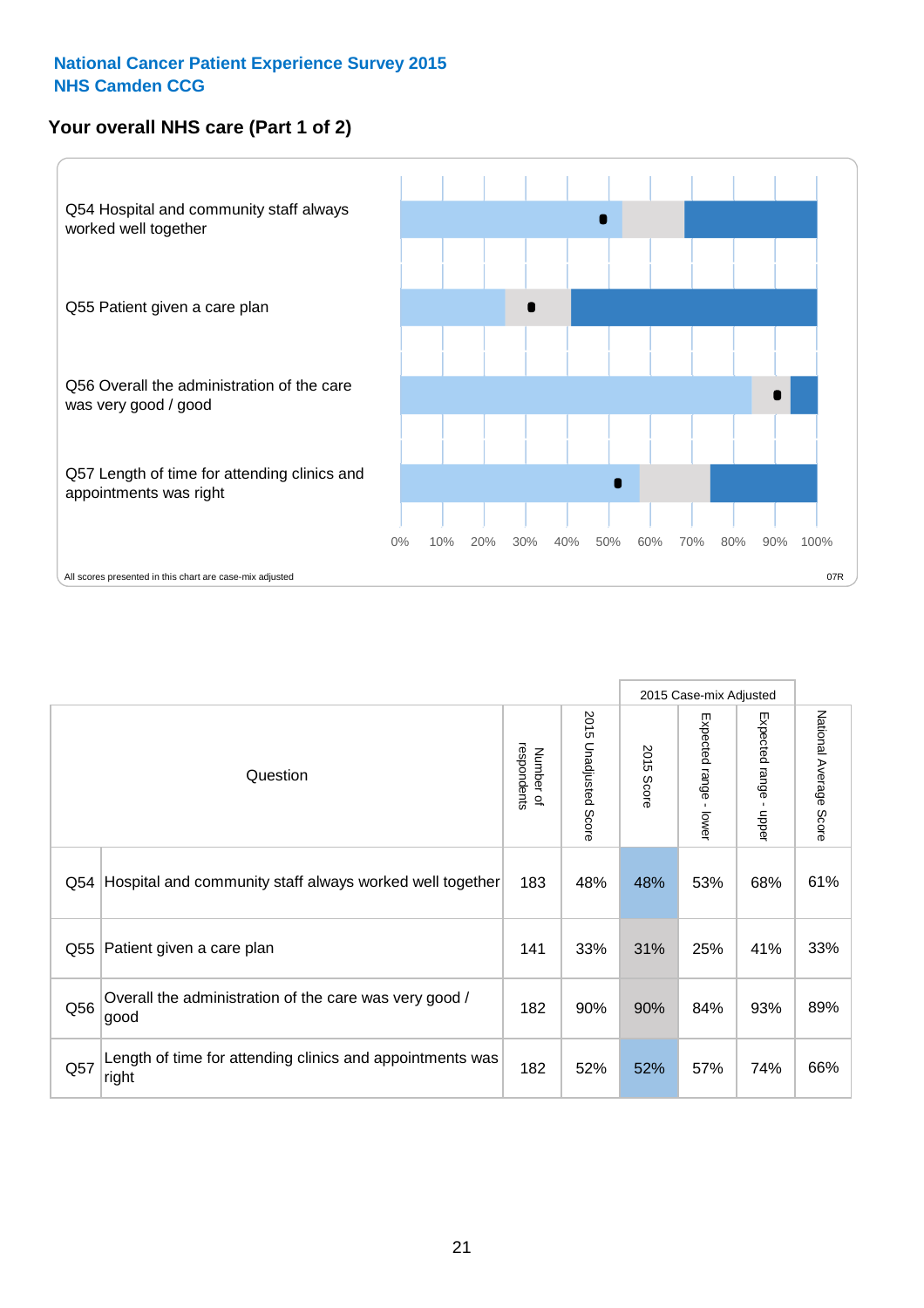**National Cancer Patient Experience Survey 2015**
**NHS Camden CCG**

## Your overall NHS care (Part 1 of 2)

Q54 Hospital and community staff always worked well together

Q55 Patient given a care plan

Q56 Overall the administration of the care was very good / good

Q57 Length of time for attending clinics and appointments was right

0% 10% 20% 30% 40% 50% 60% 70% 80% 90% 100%

All scores presented in this chart are case-mix adjusted

07R

| Question | | Number of respondents | 2015 Unadjusted Score | 2015 Case-mix Adjusted | | | National Average Score |
|---|---|---|---|---|---|---|---|
| | | | | 2015 Score | Expected range - lower | Expected range - upper | |
| Q54 | Hospital and community staff always worked well together | 183 | 48% | 48% | 53% | 68% | 61% |
| Q55 | Patient given a care plan | 141 | 33% | 31% | 25% | 41% | 33% |
| Q56 | Overall the administration of the care was very good / good | 182 | 90% | 90% | 84% | 93% | 89% |
| Q57 | Length of time for attending clinics and appointments was right | 182 | 52% | 52% | 57% | 74% | 66% |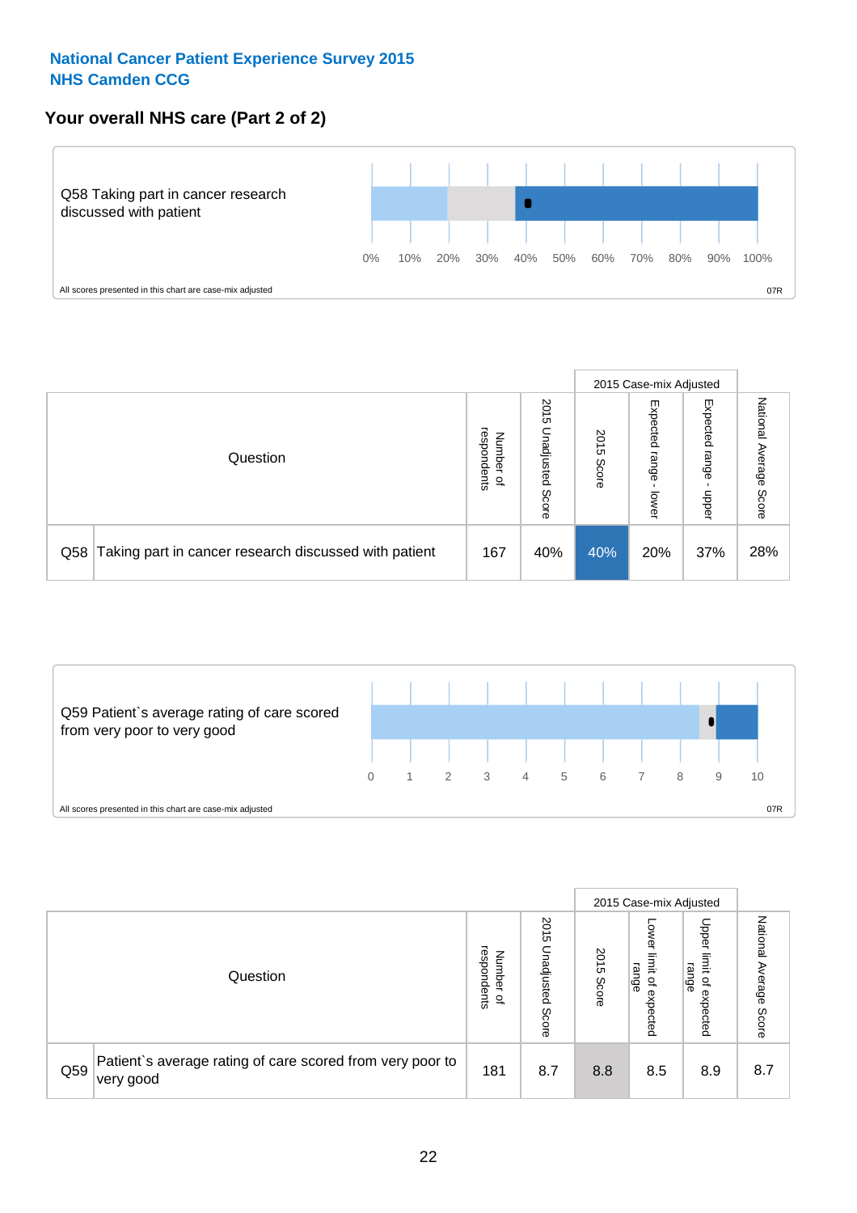**National Cancer Patient Experience Survey 2015**
**NHS Camden CCG**

## Your overall NHS care (Part 2 of 2)

Q58 Taking part in cancer research discussed with patient

0% 10% 20% 30% 40% 50% 60% 70% 80% 90% 100%

All scores presented in this chart are case-mix adjusted

07R

| | Question | Number of respondents | 2015 Unadjusted Score | 2015 Case-mix Adjusted: 2015 Score | 2015 Case-mix Adjusted: Expected range - lower | 2015 Case-mix Adjusted: Expected range - upper | National Average Score |
|---|---|---|---|---|---|---|---|
| Q58 | Taking part in cancer research discussed with patient | 167 | 40% | 40% | 20% | 37% | 28% |

Q59 Patient`s average rating of care scored from very poor to very good

0 1 2 3 4 5 6 7 8 9 10

All scores presented in this chart are case-mix adjusted

07R

| | Question | Number of respondents | 2015 Unadjusted Score | 2015 Case-mix Adjusted: 2015 Score | 2015 Case-mix Adjusted: Lower limit of expected range | 2015 Case-mix Adjusted: Upper limit of expected range | National Average Score |
|---|---|---|---|---|---|---|---|
| Q59 | Patient`s average rating of care scored from very poor to very good | 181 | 8.7 | 8.8 | 8.5 | 8.9 | 8.7 |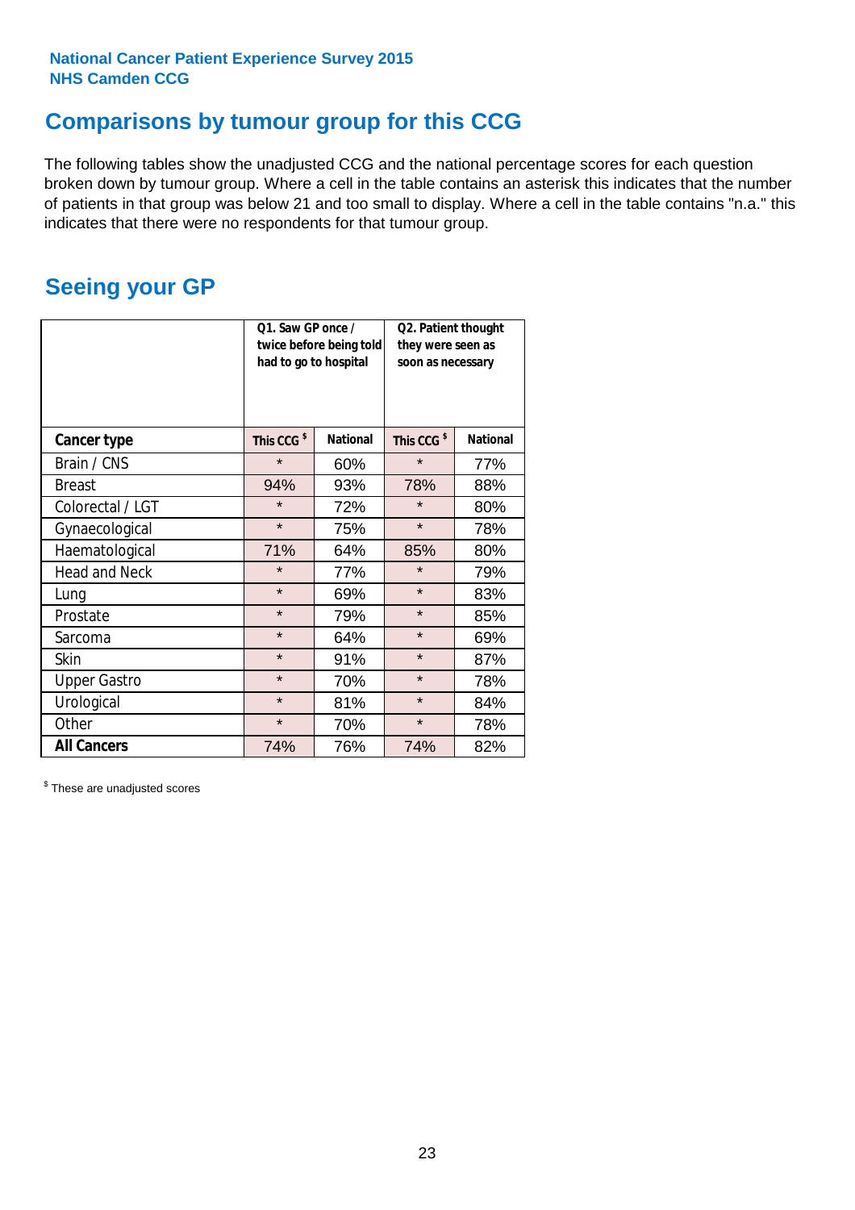**National Cancer Patient Experience Survey 2015**
**NHS Camden CCG**

## Comparisons by tumour group for this CCG

The following tables show the unadjusted CCG and the national percentage scores for each question broken down by tumour group. Where a cell in the table contains an asterisk this indicates that the number of patients in that group was below 21 and too small to display. Where a cell in the table contains "n.a." this indicates that there were no respondents for that tumour group.

## Seeing your GP

| | Q1. Saw GP once / twice before being told had to go to hospital | | Q2. Patient thought they were seen as soon as necessary | |
|---|---|---|---|---|
| **Cancer type** | **This CCG $** | **National** | **This CCG $** | **National** |
| Brain / CNS | * | 60% | * | 77% |
| Breast | 94% | 93% | 78% | 88% |
| Colorectal / LGT | * | 72% | * | 80% |
| Gynaecological | * | 75% | * | 78% |
| Haematological | 71% | 64% | 85% | 80% |
| Head and Neck | * | 77% | * | 79% |
| Lung | * | 69% | * | 83% |
| Prostate | * | 79% | * | 85% |
| Sarcoma | * | 64% | * | 69% |
| Skin | * | 91% | * | 87% |
| Upper Gastro | * | 70% | * | 78% |
| Urological | * | 81% | * | 84% |
| Other | * | 70% | * | 78% |
| **All Cancers** | 74% | 76% | 74% | 82% |

$ These are unadjusted scores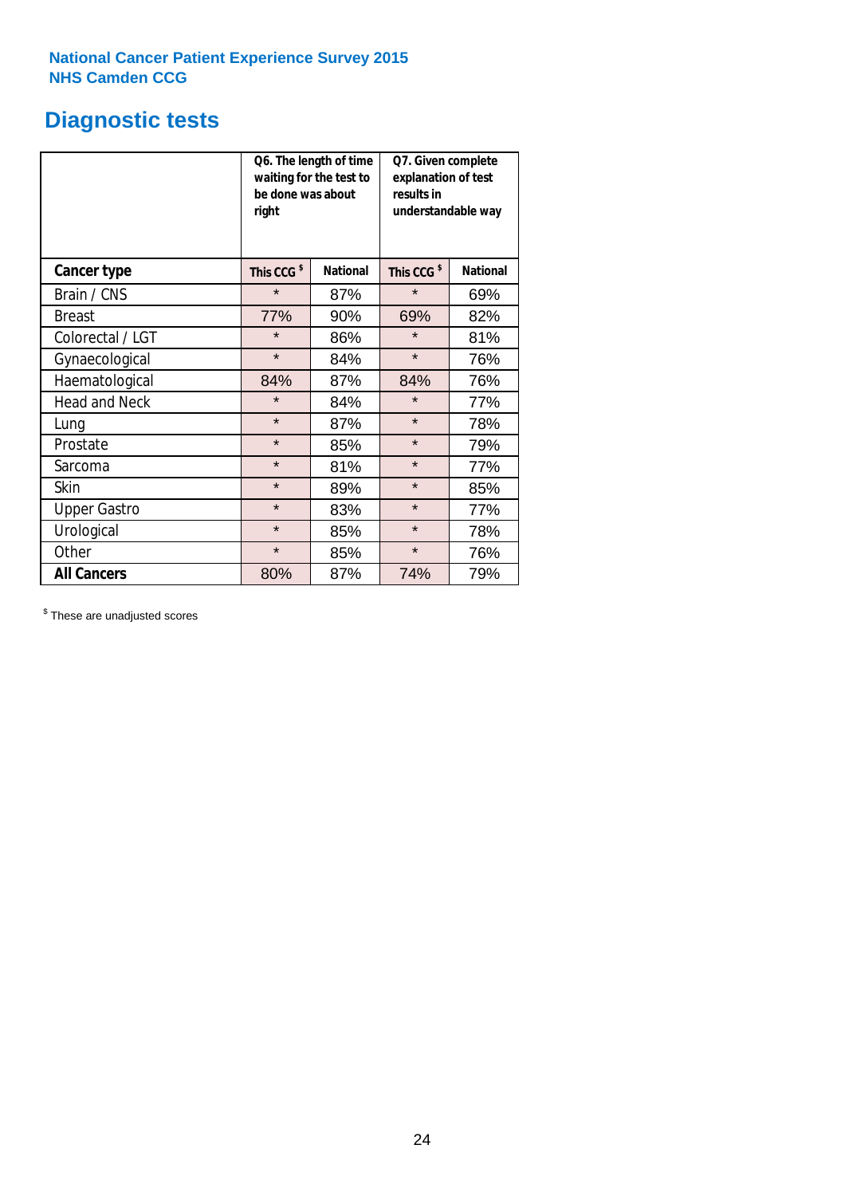National Cancer Patient Experience Survey 2015
NHS Camden CCG

# Diagnostic tests

| | Q6. The length of time waiting for the test to be done was about right | | Q7. Given complete explanation of test results in understandable way | |
|---|---|---|---|---|
| **Cancer type** | **This CCG $** | **National** | **This CCG $** | **National** |
| Brain / CNS | * | 87% | * | 69% |
| Breast | 77% | 90% | 69% | 82% |
| Colorectal / LGT | * | 86% | * | 81% |
| Gynaecological | * | 84% | * | 76% |
| Haematological | 84% | 87% | 84% | 76% |
| Head and Neck | * | 84% | * | 77% |
| Lung | * | 87% | * | 78% |
| Prostate | * | 85% | * | 79% |
| Sarcoma | * | 81% | * | 77% |
| Skin | * | 89% | * | 85% |
| Upper Gastro | * | 83% | * | 77% |
| Urological | * | 85% | * | 78% |
| Other | * | 85% | * | 76% |
| **All Cancers** | 80% | 87% | 74% | 79% |

$ These are unadjusted scores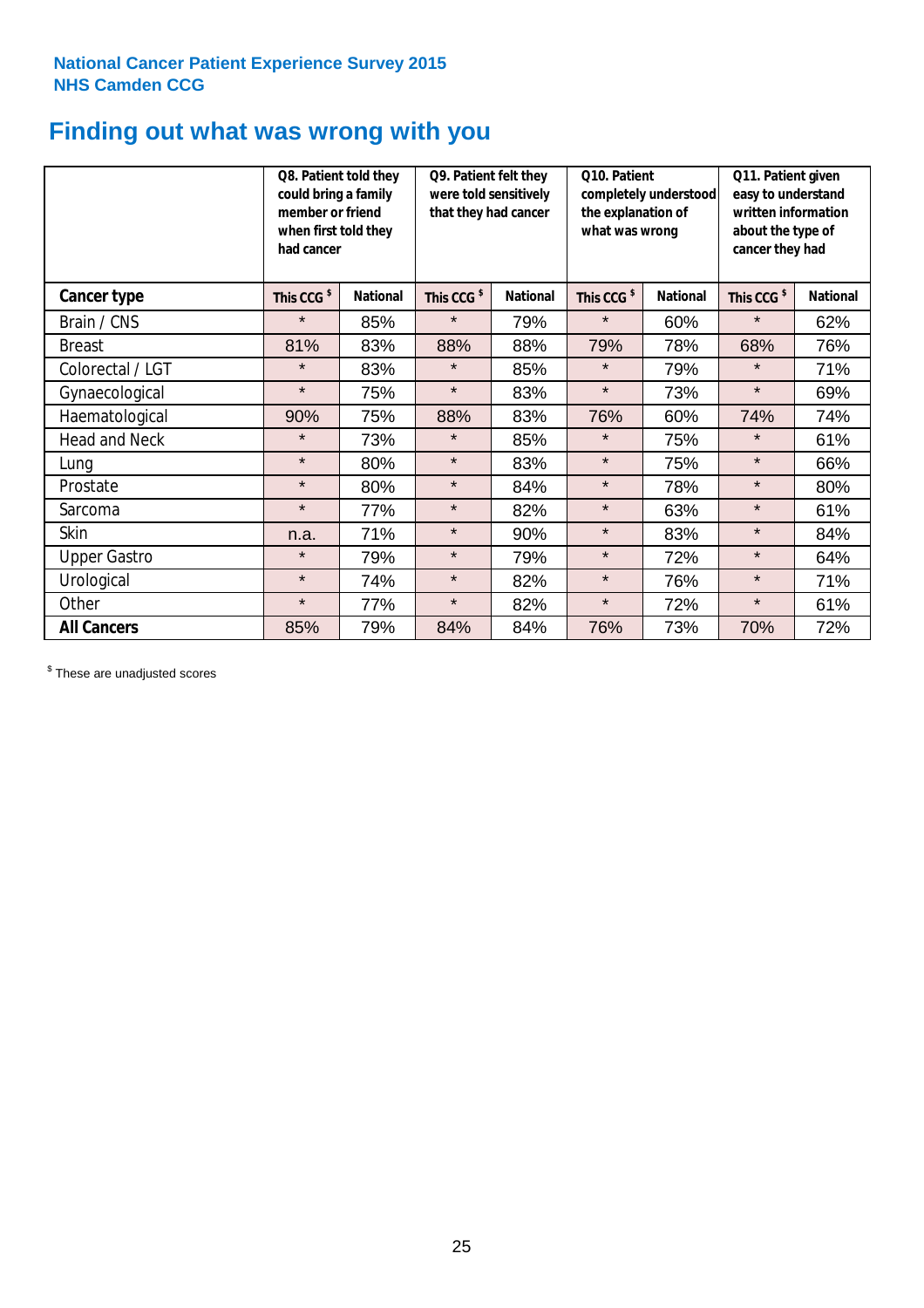National Cancer Patient Experience Survey 2015
NHS Camden CCG

# Finding out what was wrong with you

| | Q8. Patient told they could bring a family member or friend when first told they had cancer | | Q9. Patient felt they were told sensitively that they had cancer | | Q10. Patient completely understood the explanation of what was wrong | | Q11. Patient given easy to understand written information about the type of cancer they had | |
|---|---|---|---|---|---|---|---|---|
| **Cancer type** | **This CCG $** | **National** | **This CCG $** | **National** | **This CCG $** | **National** | **This CCG $** | **National** |
| Brain / CNS | * | 85% | * | 79% | * | 60% | * | 62% |
| Breast | 81% | 83% | 88% | 88% | 79% | 78% | 68% | 76% |
| Colorectal / LGT | * | 83% | * | 85% | * | 79% | * | 71% |
| Gynaecological | * | 75% | * | 83% | * | 73% | * | 69% |
| Haematological | 90% | 75% | 88% | 83% | 76% | 60% | 74% | 74% |
| Head and Neck | * | 73% | * | 85% | * | 75% | * | 61% |
| Lung | * | 80% | * | 83% | * | 75% | * | 66% |
| Prostate | * | 80% | * | 84% | * | 78% | * | 80% |
| Sarcoma | * | 77% | * | 82% | * | 63% | * | 61% |
| Skin | n.a. | 71% | * | 90% | * | 83% | * | 84% |
| Upper Gastro | * | 79% | * | 79% | * | 72% | * | 64% |
| Urological | * | 74% | * | 82% | * | 76% | * | 71% |
| Other | * | 77% | * | 82% | * | 72% | * | 61% |
| **All Cancers** | 85% | 79% | 84% | 84% | 76% | 73% | 70% | 72% |

$ These are unadjusted scores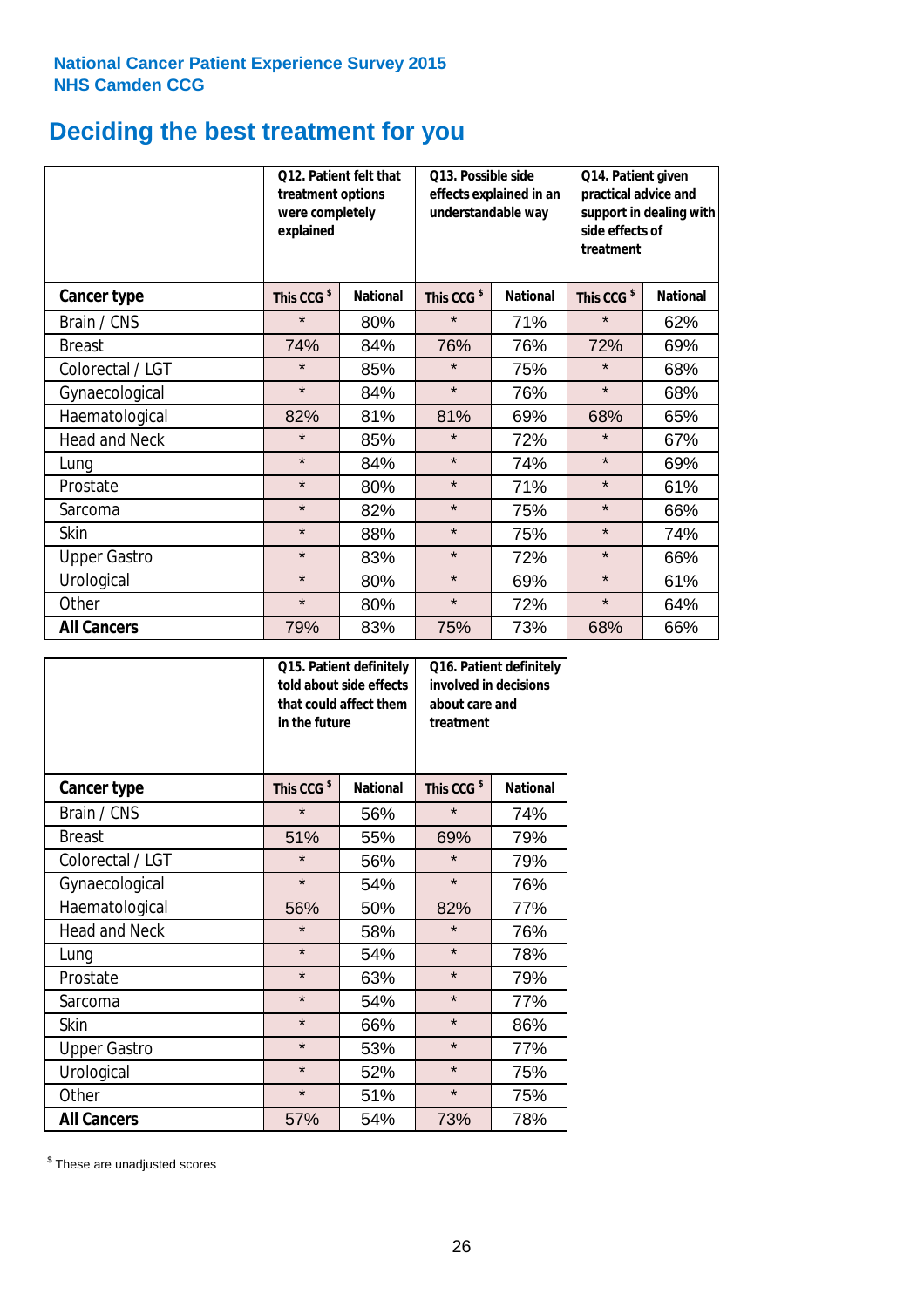National Cancer Patient Experience Survey 2015
NHS Camden CCG

# Deciding the best treatment for you

| | Q12. Patient felt that treatment options were completely explained | | Q13. Possible side effects explained in an understandable way | | Q14. Patient given practical advice and support in dealing with side effects of treatment | |
|---|---|---|---|---|---|---|
| **Cancer type** | This CCG $ | National | This CCG $ | National | This CCG $ | National |
| Brain / CNS | * | 80% | * | 71% | * | 62% |
| Breast | 74% | 84% | 76% | 76% | 72% | 69% |
| Colorectal / LGT | * | 85% | * | 75% | * | 68% |
| Gynaecological | * | 84% | * | 76% | * | 68% |
| Haematological | 82% | 81% | 81% | 69% | 68% | 65% |
| Head and Neck | * | 85% | * | 72% | * | 67% |
| Lung | * | 84% | * | 74% | * | 69% |
| Prostate | * | 80% | * | 71% | * | 61% |
| Sarcoma | * | 82% | * | 75% | * | 66% |
| Skin | * | 88% | * | 75% | * | 74% |
| Upper Gastro | * | 83% | * | 72% | * | 66% |
| Urological | * | 80% | * | 69% | * | 61% |
| Other | * | 80% | * | 72% | * | 64% |
| **All Cancers** | 79% | 83% | 75% | 73% | 68% | 66% |

| | Q15. Patient definitely told about side effects that could affect them in the future | | Q16. Patient definitely involved in decisions about care and treatment | |
|---|---|---|---|---|
| **Cancer type** | This CCG $ | National | This CCG $ | National |
| Brain / CNS | * | 56% | * | 74% |
| Breast | 51% | 55% | 69% | 79% |
| Colorectal / LGT | * | 56% | * | 79% |
| Gynaecological | * | 54% | * | 76% |
| Haematological | 56% | 50% | 82% | 77% |
| Head and Neck | * | 58% | * | 76% |
| Lung | * | 54% | * | 78% |
| Prostate | * | 63% | * | 79% |
| Sarcoma | * | 54% | * | 77% |
| Skin | * | 66% | * | 86% |
| Upper Gastro | * | 53% | * | 77% |
| Urological | * | 52% | * | 75% |
| Other | * | 51% | * | 75% |
| **All Cancers** | 57% | 54% | 73% | 78% |

$ These are unadjusted scores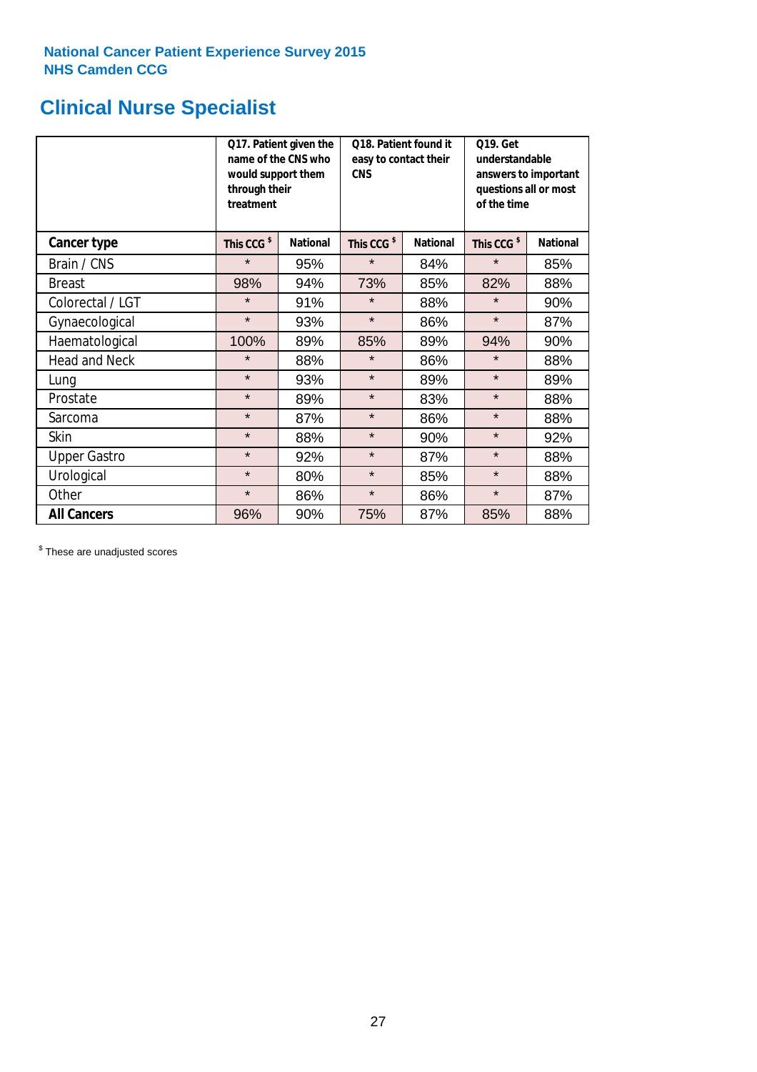National Cancer Patient Experience Survey 2015
NHS Camden CCG

# Clinical Nurse Specialist

| | Q17. Patient given the name of the CNS who would support them through their treatment | | Q18. Patient found it easy to contact their CNS | | Q19. Get understandable answers to important questions all or most of the time | |
|---|---|---|---|---|---|---|
| **Cancer type** | **This CCG $** | **National** | **This CCG $** | **National** | **This CCG $** | **National** |
| Brain / CNS | * | 95% | * | 84% | * | 85% |
| Breast | 98% | 94% | 73% | 85% | 82% | 88% |
| Colorectal / LGT | * | 91% | * | 88% | * | 90% |
| Gynaecological | * | 93% | * | 86% | * | 87% |
| Haematological | 100% | 89% | 85% | 89% | 94% | 90% |
| Head and Neck | * | 88% | * | 86% | * | 88% |
| Lung | * | 93% | * | 89% | * | 89% |
| Prostate | * | 89% | * | 83% | * | 88% |
| Sarcoma | * | 87% | * | 86% | * | 88% |
| Skin | * | 88% | * | 90% | * | 92% |
| Upper Gastro | * | 92% | * | 87% | * | 88% |
| Urological | * | 80% | * | 85% | * | 88% |
| Other | * | 86% | * | 86% | * | 87% |
| **All Cancers** | 96% | 90% | 75% | 87% | 85% | 88% |

$ These are unadjusted scores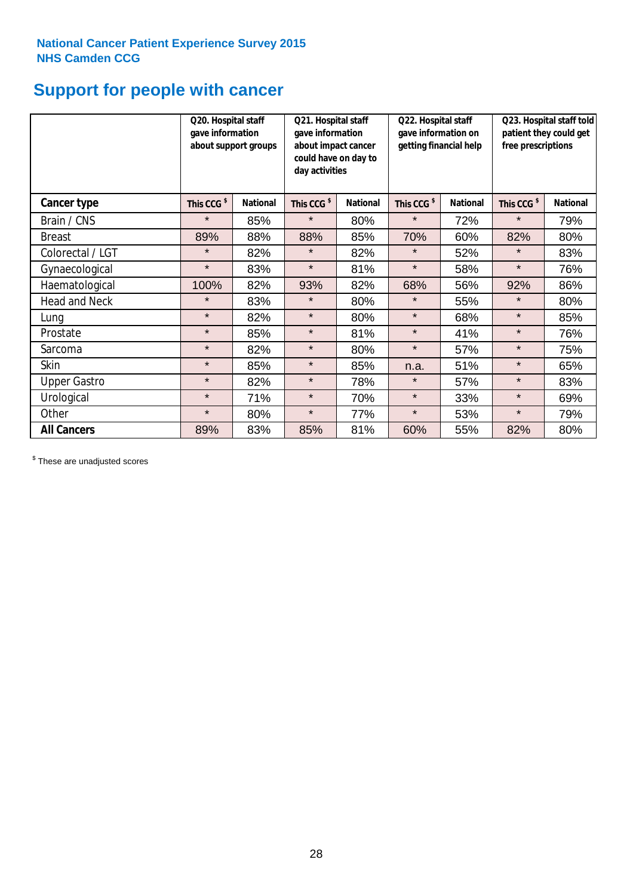National Cancer Patient Experience Survey 2015
NHS Camden CCG

# Support for people with cancer

| | Q20. Hospital staff gave information about support groups | | Q21. Hospital staff gave information about impact cancer could have on day to day activities | | Q22. Hospital staff gave information on getting financial help | | Q23. Hospital staff told patient they could get free prescriptions | |
|---|---|---|---|---|---|---|---|---|
| **Cancer type** | This CCG $ | National | This CCG $ | National | This CCG $ | National | This CCG $ | National |
| Brain / CNS | * | 85% | * | 80% | * | 72% | * | 79% |
| Breast | 89% | 88% | 88% | 85% | 70% | 60% | 82% | 80% |
| Colorectal / LGT | * | 82% | * | 82% | * | 52% | * | 83% |
| Gynaecological | * | 83% | * | 81% | * | 58% | * | 76% |
| Haematological | 100% | 82% | 93% | 82% | 68% | 56% | 92% | 86% |
| Head and Neck | * | 83% | * | 80% | * | 55% | * | 80% |
| Lung | * | 82% | * | 80% | * | 68% | * | 85% |
| Prostate | * | 85% | * | 81% | * | 41% | * | 76% |
| Sarcoma | * | 82% | * | 80% | * | 57% | * | 75% |
| Skin | * | 85% | * | 85% | n.a. | 51% | * | 65% |
| Upper Gastro | * | 82% | * | 78% | * | 57% | * | 83% |
| Urological | * | 71% | * | 70% | * | 33% | * | 69% |
| Other | * | 80% | * | 77% | * | 53% | * | 79% |
| **All Cancers** | 89% | 83% | 85% | 81% | 60% | 55% | 82% | 80% |

$ These are unadjusted scores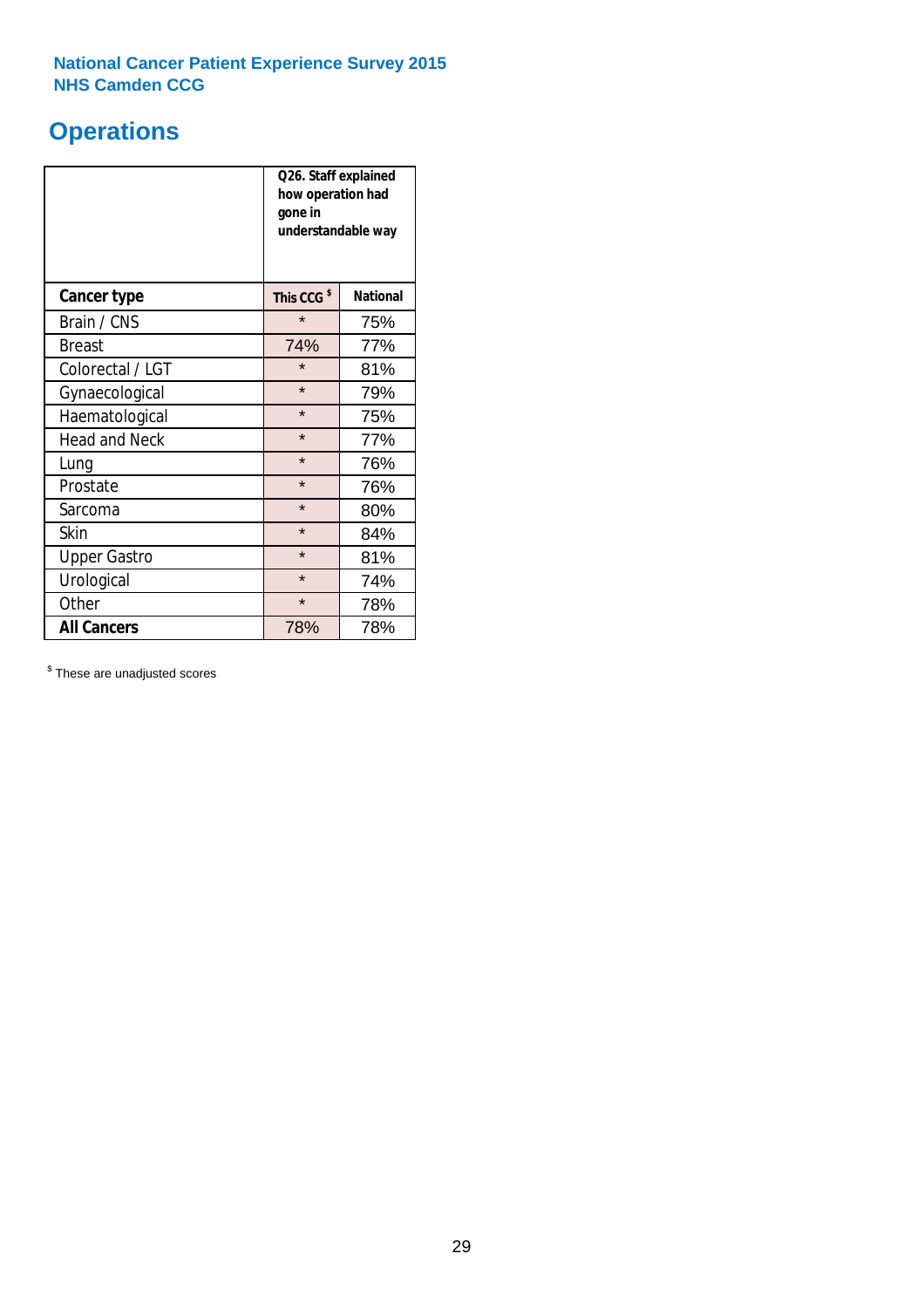**National Cancer Patient Experience Survey 2015**
**NHS Camden CCG**

# Operations

| | Q26. Staff explained how operation had gone in understandable way | |
|---|---|---|
| **Cancer type** | **This CCG $** | **National** |
| Brain / CNS | * | 75% |
| Breast | 74% | 77% |
| Colorectal / LGT | * | 81% |
| Gynaecological | * | 79% |
| Haematological | * | 75% |
| Head and Neck | * | 77% |
| Lung | * | 76% |
| Prostate | * | 76% |
| Sarcoma | * | 80% |
| Skin | * | 84% |
| Upper Gastro | * | 81% |
| Urological | * | 74% |
| Other | * | 78% |
| **All Cancers** | 78% | 78% |

$ These are unadjusted scores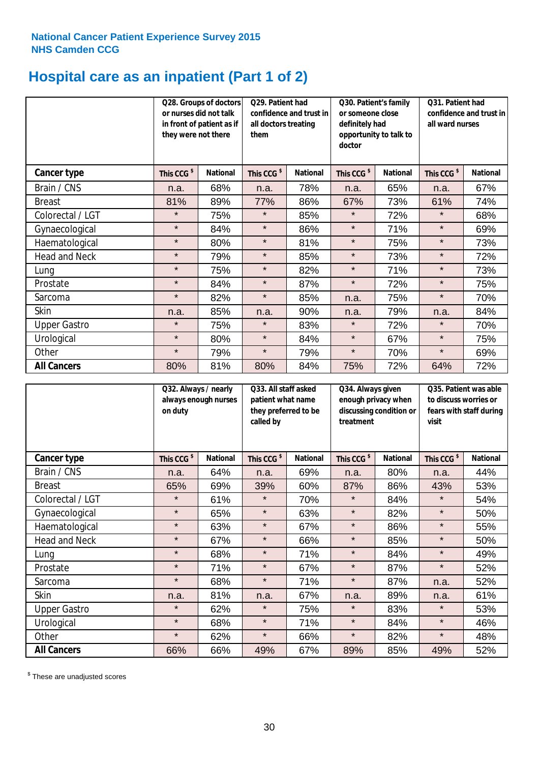National Cancer Patient Experience Survey 2015
NHS Camden CCG

# Hospital care as an inpatient (Part 1 of 2)

| | Q28. Groups of doctors or nurses did not talk in front of patient as if they were not there | | Q29. Patient had confidence and trust in all doctors treating them | | Q30. Patient's family or someone close definitely had opportunity to talk to doctor | | Q31. Patient had confidence and trust in all ward nurses | |
|---|---|---|---|---|---|---|---|---|
| **Cancer type** | **This CCG $** | **National** | **This CCG $** | **National** | **This CCG $** | **National** | **This CCG $** | **National** |
| Brain / CNS | n.a. | 68% | n.a. | 78% | n.a. | 65% | n.a. | 67% |
| Breast | 81% | 89% | 77% | 86% | 67% | 73% | 61% | 74% |
| Colorectal / LGT | * | 75% | * | 85% | * | 72% | * | 68% |
| Gynaecological | * | 84% | * | 86% | * | 71% | * | 69% |
| Haematological | * | 80% | * | 81% | * | 75% | * | 73% |
| Head and Neck | * | 79% | * | 85% | * | 73% | * | 72% |
| Lung | * | 75% | * | 82% | * | 71% | * | 73% |
| Prostate | * | 84% | * | 87% | * | 72% | * | 75% |
| Sarcoma | * | 82% | * | 85% | n.a. | 75% | * | 70% |
| Skin | n.a. | 85% | n.a. | 90% | n.a. | 79% | n.a. | 84% |
| Upper Gastro | * | 75% | * | 83% | * | 72% | * | 70% |
| Urological | * | 80% | * | 84% | * | 67% | * | 75% |
| Other | * | 79% | * | 79% | * | 70% | * | 69% |
| **All Cancers** | 80% | 81% | 80% | 84% | 75% | 72% | 64% | 72% |

| | Q32. Always / nearly always enough nurses on duty | | Q33. All staff asked patient what name they preferred to be called by | | Q34. Always given enough privacy when discussing condition or treatment | | Q35. Patient was able to discuss worries or fears with staff during visit | |
|---|---|---|---|---|---|---|---|---|
| **Cancer type** | **This CCG $** | **National** | **This CCG $** | **National** | **This CCG $** | **National** | **This CCG $** | **National** |
| Brain / CNS | n.a. | 64% | n.a. | 69% | n.a. | 80% | n.a. | 44% |
| Breast | 65% | 69% | 39% | 60% | 87% | 86% | 43% | 53% |
| Colorectal / LGT | * | 61% | * | 70% | * | 84% | * | 54% |
| Gynaecological | * | 65% | * | 63% | * | 82% | * | 50% |
| Haematological | * | 63% | * | 67% | * | 86% | * | 55% |
| Head and Neck | * | 67% | * | 66% | * | 85% | * | 50% |
| Lung | * | 68% | * | 71% | * | 84% | * | 49% |
| Prostate | * | 71% | * | 67% | * | 87% | * | 52% |
| Sarcoma | * | 68% | * | 71% | * | 87% | n.a. | 52% |
| Skin | n.a. | 81% | n.a. | 67% | n.a. | 89% | n.a. | 61% |
| Upper Gastro | * | 62% | * | 75% | * | 83% | * | 53% |
| Urological | * | 68% | * | 71% | * | 84% | * | 46% |
| Other | * | 62% | * | 66% | * | 82% | * | 48% |
| **All Cancers** | 66% | 66% | 49% | 67% | 89% | 85% | 49% | 52% |

$ These are unadjusted scores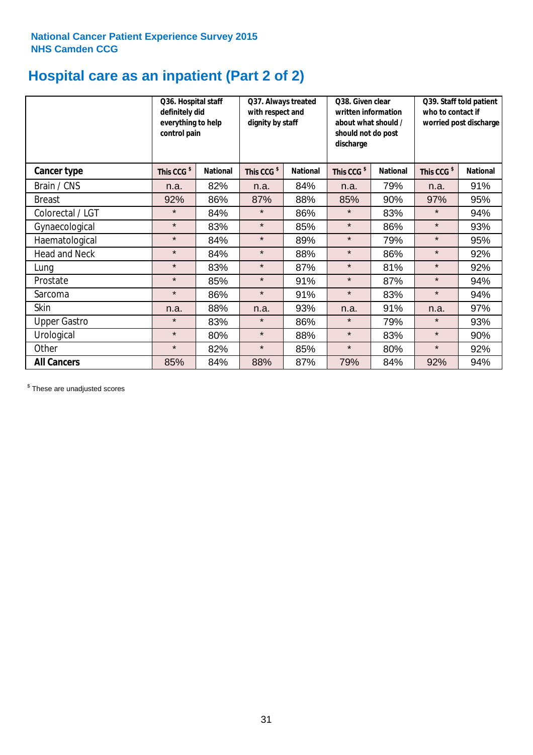**National Cancer Patient Experience Survey 2015**
**NHS Camden CCG**

# Hospital care as an inpatient (Part 2 of 2)

| | Q36. Hospital staff definitely did everything to help control pain | | Q37. Always treated with respect and dignity by staff | | Q38. Given clear written information about what should / should not do post discharge | | Q39. Staff told patient who to contact if worried post discharge | |
|---|---|---|---|---|---|---|---|---|
| **Cancer type** | **This CCG $** | **National** | **This CCG $** | **National** | **This CCG $** | **National** | **This CCG $** | **National** |
| Brain / CNS | n.a. | 82% | n.a. | 84% | n.a. | 79% | n.a. | 91% |
| Breast | 92% | 86% | 87% | 88% | 85% | 90% | 97% | 95% |
| Colorectal / LGT | * | 84% | * | 86% | * | 83% | * | 94% |
| Gynaecological | * | 83% | * | 85% | * | 86% | * | 93% |
| Haematological | * | 84% | * | 89% | * | 79% | * | 95% |
| Head and Neck | * | 84% | * | 88% | * | 86% | * | 92% |
| Lung | * | 83% | * | 87% | * | 81% | * | 92% |
| Prostate | * | 85% | * | 91% | * | 87% | * | 94% |
| Sarcoma | * | 86% | * | 91% | * | 83% | * | 94% |
| Skin | n.a. | 88% | n.a. | 93% | n.a. | 91% | n.a. | 97% |
| Upper Gastro | * | 83% | * | 86% | * | 79% | * | 93% |
| Urological | * | 80% | * | 88% | * | 83% | * | 90% |
| Other | * | 82% | * | 85% | * | 80% | * | 92% |
| **All Cancers** | 85% | 84% | 88% | 87% | 79% | 84% | 92% | 94% |

$ These are unadjusted scores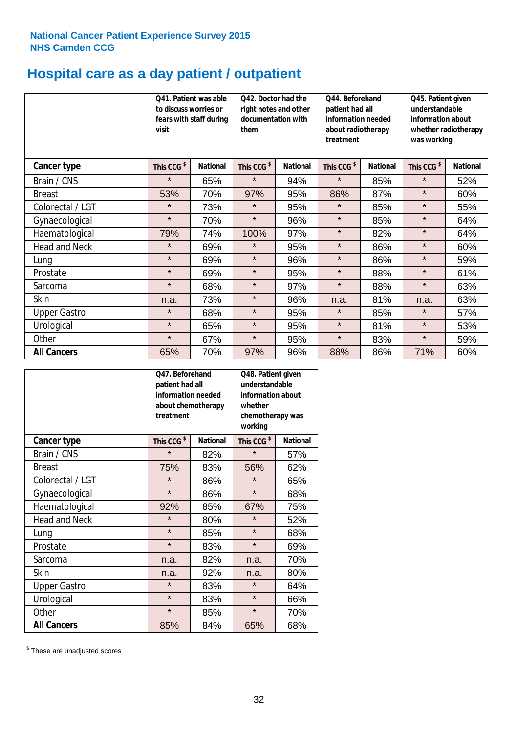National Cancer Patient Experience Survey 2015
NHS Camden CCG

# Hospital care as a day patient / outpatient

| | Q41. Patient was able to discuss worries or fears with staff during visit | | Q42. Doctor had the right notes and other documentation with them | | Q44. Beforehand patient had all information needed about radiotherapy treatment | | Q45. Patient given understandable information about whether radiotherapy was working | |
|---|---|---|---|---|---|---|---|---|
| **Cancer type** | This CCG $ | National | This CCG $ | National | This CCG $ | National | This CCG $ | National |
| Brain / CNS | * | 65% | * | 94% | * | 85% | * | 52% |
| Breast | 53% | 70% | 97% | 95% | 86% | 87% | * | 60% |
| Colorectal / LGT | * | 73% | * | 95% | * | 85% | * | 55% |
| Gynaecological | * | 70% | * | 96% | * | 85% | * | 64% |
| Haematological | 79% | 74% | 100% | 97% | * | 82% | * | 64% |
| Head and Neck | * | 69% | * | 95% | * | 86% | * | 60% |
| Lung | * | 69% | * | 96% | * | 86% | * | 59% |
| Prostate | * | 69% | * | 95% | * | 88% | * | 61% |
| Sarcoma | * | 68% | * | 97% | * | 88% | * | 63% |
| Skin | n.a. | 73% | * | 96% | n.a. | 81% | n.a. | 63% |
| Upper Gastro | * | 68% | * | 95% | * | 85% | * | 57% |
| Urological | * | 65% | * | 95% | * | 81% | * | 53% |
| Other | * | 67% | * | 95% | * | 83% | * | 59% |
| **All Cancers** | 65% | 70% | 97% | 96% | 88% | 86% | 71% | 60% |

| | Q47. Beforehand patient had all information needed about chemotherapy treatment | | Q48. Patient given understandable information about whether chemotherapy was working | |
|---|---|---|---|---|
| **Cancer type** | This CCG $ | National | This CCG $ | National |
| Brain / CNS | * | 82% | * | 57% |
| Breast | 75% | 83% | 56% | 62% |
| Colorectal / LGT | * | 86% | * | 65% |
| Gynaecological | * | 86% | * | 68% |
| Haematological | 92% | 85% | 67% | 75% |
| Head and Neck | * | 80% | * | 52% |
| Lung | * | 85% | * | 68% |
| Prostate | * | 83% | * | 69% |
| Sarcoma | n.a. | 82% | n.a. | 70% |
| Skin | n.a. | 92% | n.a. | 80% |
| Upper Gastro | * | 83% | * | 64% |
| Urological | * | 83% | * | 66% |
| Other | * | 85% | * | 70% |
| **All Cancers** | 85% | 84% | 65% | 68% |

$ These are unadjusted scores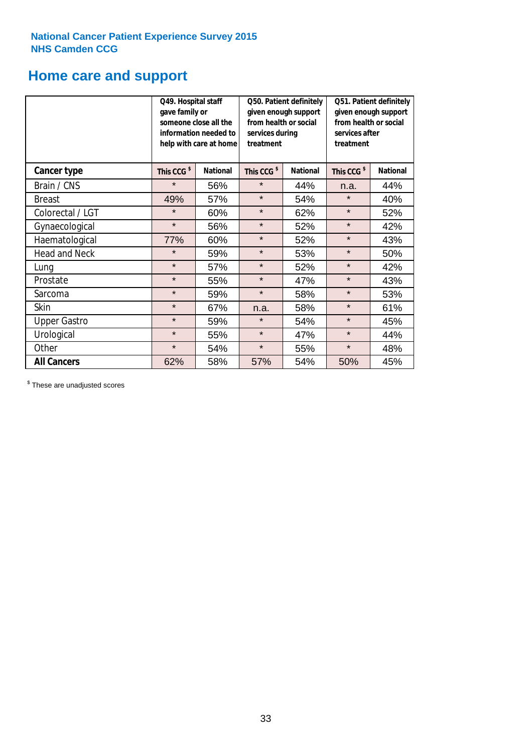**National Cancer Patient Experience Survey 2015**
**NHS Camden CCG**

# Home care and support

| | Q49. Hospital staff gave family or someone close all the information needed to help with care at home | | Q50. Patient definitely given enough support from health or social services during treatment | | Q51. Patient definitely given enough support from health or social services after treatment | |
|---|---|---|---|---|---|---|
| **Cancer type** | This CCG $ | National | This CCG $ | National | This CCG $ | National |
| Brain / CNS | * | 56% | * | 44% | n.a. | 44% |
| Breast | 49% | 57% | * | 54% | * | 40% |
| Colorectal / LGT | * | 60% | * | 62% | * | 52% |
| Gynaecological | * | 56% | * | 52% | * | 42% |
| Haematological | 77% | 60% | * | 52% | * | 43% |
| Head and Neck | * | 59% | * | 53% | * | 50% |
| Lung | * | 57% | * | 52% | * | 42% |
| Prostate | * | 55% | * | 47% | * | 43% |
| Sarcoma | * | 59% | * | 58% | * | 53% |
| Skin | * | 67% | n.a. | 58% | * | 61% |
| Upper Gastro | * | 59% | * | 54% | * | 45% |
| Urological | * | 55% | * | 47% | * | 44% |
| Other | * | 54% | * | 55% | * | 48% |
| **All Cancers** | 62% | 58% | 57% | 54% | 50% | 45% |

$ These are unadjusted scores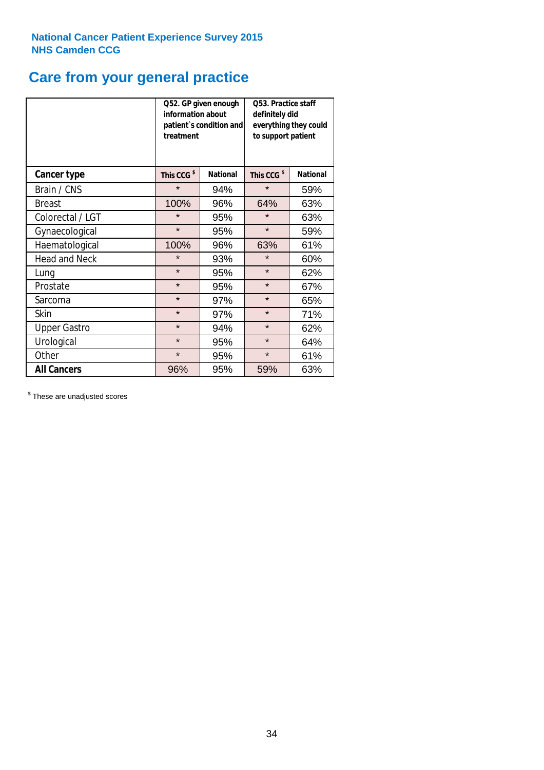**National Cancer Patient Experience Survey 2015**
**NHS Camden CCG**

# Care from your general practice

| | Q52. GP given enough information about patient`s condition and treatment | | Q53. Practice staff definitely did everything they could to support patient | |
|---|---|---|---|---|
| **Cancer type** | **This CCG $** | **National** | **This CCG $** | **National** |
| Brain / CNS | * | 94% | * | 59% |
| Breast | 100% | 96% | 64% | 63% |
| Colorectal / LGT | * | 95% | * | 63% |
| Gynaecological | * | 95% | * | 59% |
| Haematological | 100% | 96% | 63% | 61% |
| Head and Neck | * | 93% | * | 60% |
| Lung | * | 95% | * | 62% |
| Prostate | * | 95% | * | 67% |
| Sarcoma | * | 97% | * | 65% |
| Skin | * | 97% | * | 71% |
| Upper Gastro | * | 94% | * | 62% |
| Urological | * | 95% | * | 64% |
| Other | * | 95% | * | 61% |
| **All Cancers** | 96% | 95% | 59% | 63% |

$ These are unadjusted scores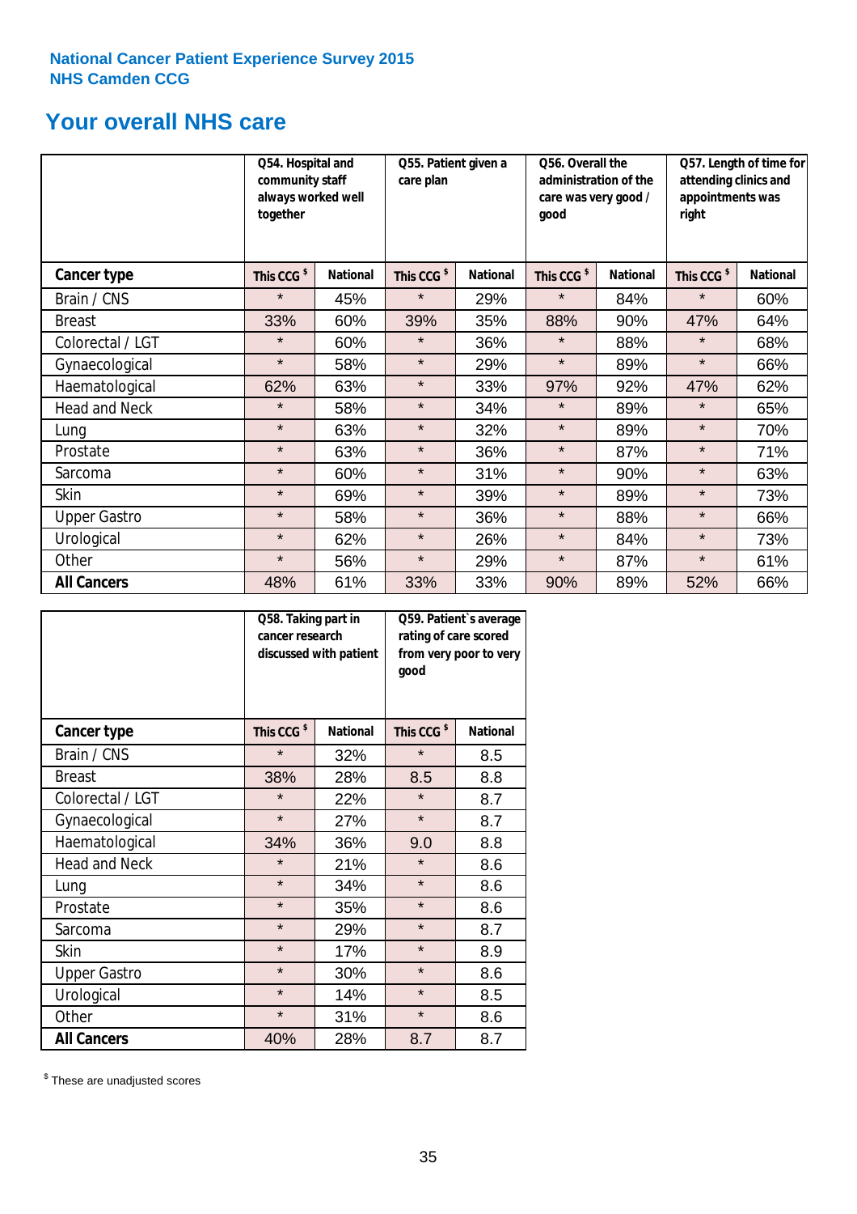National Cancer Patient Experience Survey 2015
NHS Camden CCG

# Your overall NHS care

| | Q54. Hospital and community staff always worked well together | | Q55. Patient given a care plan | | Q56. Overall the administration of the care was very good / good | | Q57. Length of time for attending clinics and appointments was right | |
|---|---|---|---|---|---|---|---|---|
| **Cancer type** | This CCG $ | National | This CCG $ | National | This CCG $ | National | This CCG $ | National |
| Brain / CNS | * | 45% | * | 29% | * | 84% | * | 60% |
| Breast | 33% | 60% | 39% | 35% | 88% | 90% | 47% | 64% |
| Colorectal / LGT | * | 60% | * | 36% | * | 88% | * | 68% |
| Gynaecological | * | 58% | * | 29% | * | 89% | * | 66% |
| Haematological | 62% | 63% | * | 33% | 97% | 92% | 47% | 62% |
| Head and Neck | * | 58% | * | 34% | * | 89% | * | 65% |
| Lung | * | 63% | * | 32% | * | 89% | * | 70% |
| Prostate | * | 63% | * | 36% | * | 87% | * | 71% |
| Sarcoma | * | 60% | * | 31% | * | 90% | * | 63% |
| Skin | * | 69% | * | 39% | * | 89% | * | 73% |
| Upper Gastro | * | 58% | * | 36% | * | 88% | * | 66% |
| Urological | * | 62% | * | 26% | * | 84% | * | 73% |
| Other | * | 56% | * | 29% | * | 87% | * | 61% |
| **All Cancers** | 48% | 61% | 33% | 33% | 90% | 89% | 52% | 66% |

| | Q58. Taking part in cancer research discussed with patient | | Q59. Patient`s average rating of care scored from very poor to very good | |
|---|---|---|---|---|
| **Cancer type** | This CCG $ | National | This CCG $ | National |
| Brain / CNS | * | 32% | * | 8.5 |
| Breast | 38% | 28% | 8.5 | 8.8 |
| Colorectal / LGT | * | 22% | * | 8.7 |
| Gynaecological | * | 27% | * | 8.7 |
| Haematological | 34% | 36% | 9.0 | 8.8 |
| Head and Neck | * | 21% | * | 8.6 |
| Lung | * | 34% | * | 8.6 |
| Prostate | * | 35% | * | 8.6 |
| Sarcoma | * | 29% | * | 8.7 |
| Skin | * | 17% | * | 8.9 |
| Upper Gastro | * | 30% | * | 8.6 |
| Urological | * | 14% | * | 8.5 |
| Other | * | 31% | * | 8.6 |
| **All Cancers** | 40% | 28% | 8.7 | 8.7 |

$ These are unadjusted scores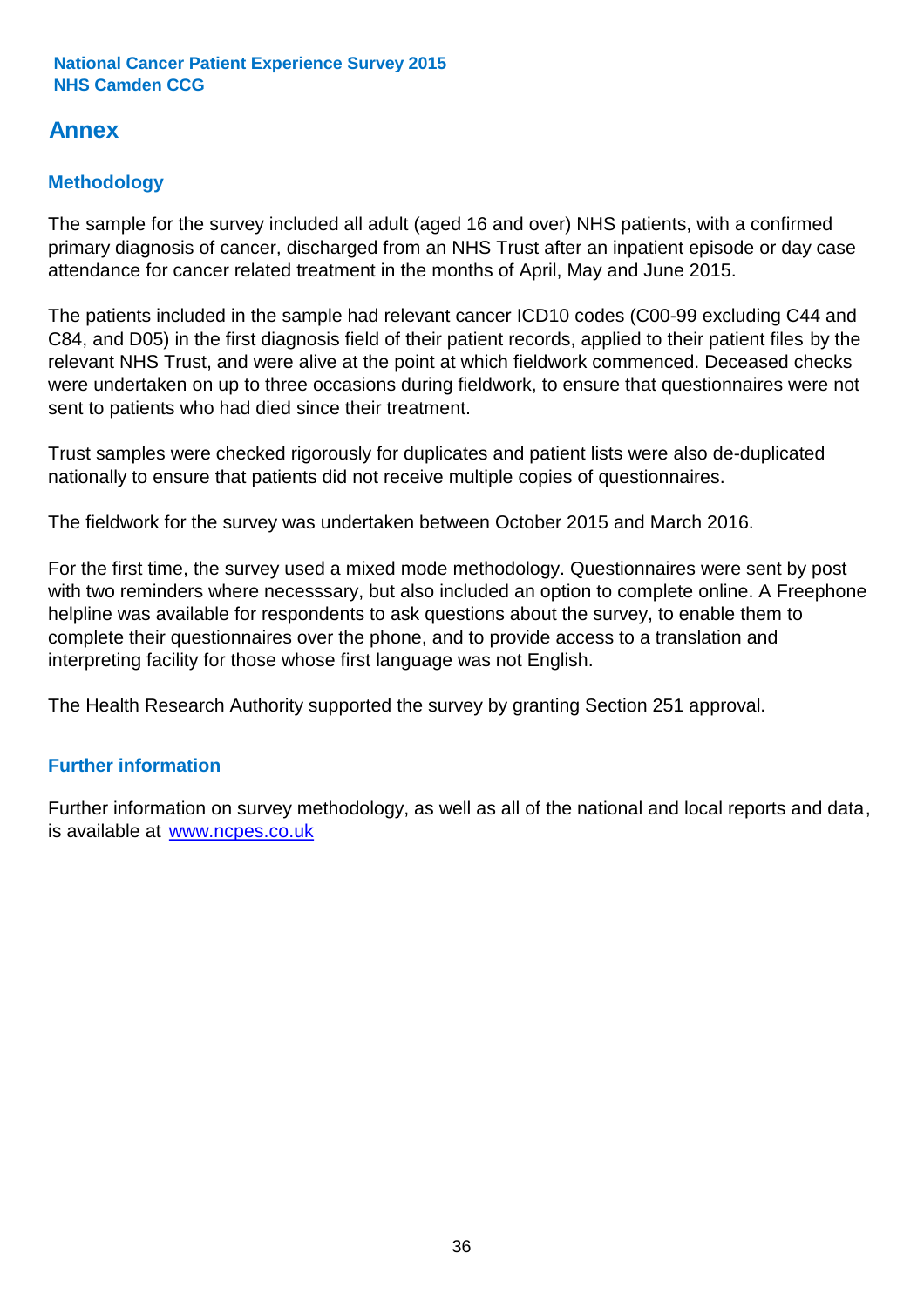# Annex

## Methodology

The sample for the survey included all adult (aged 16 and over) NHS patients, with a confirmed primary diagnosis of cancer, discharged from an NHS Trust after an inpatient episode or day case attendance for cancer related treatment in the months of April, May and June 2015.

The patients included in the sample had relevant cancer ICD10 codes (C00-99 excluding C44 and C84, and D05) in the first diagnosis field of their patient records, applied to their patient files by the relevant NHS Trust, and were alive at the point at which fieldwork commenced. Deceased checks were undertaken on up to three occasions during fieldwork, to ensure that questionnaires were not sent to patients who had died since their treatment.

Trust samples were checked rigorously for duplicates and patient lists were also de-duplicated nationally to ensure that patients did not receive multiple copies of questionnaires.

The fieldwork for the survey was undertaken between October 2015 and March 2016.

For the first time, the survey used a mixed mode methodology. Questionnaires were sent by post with two reminders where necesssary, but also included an option to complete online. A Freephone helpline was available for respondents to ask questions about the survey, to enable them to complete their questionnaires over the phone, and to provide access to a translation and interpreting facility for those whose first language was not English.

The Health Research Authority supported the survey by granting Section 251 approval.

## Further information

Further information on survey methodology, as well as all of the national and local reports and data, is available at [www.ncpes.co.uk](http://www.ncpes.co.uk)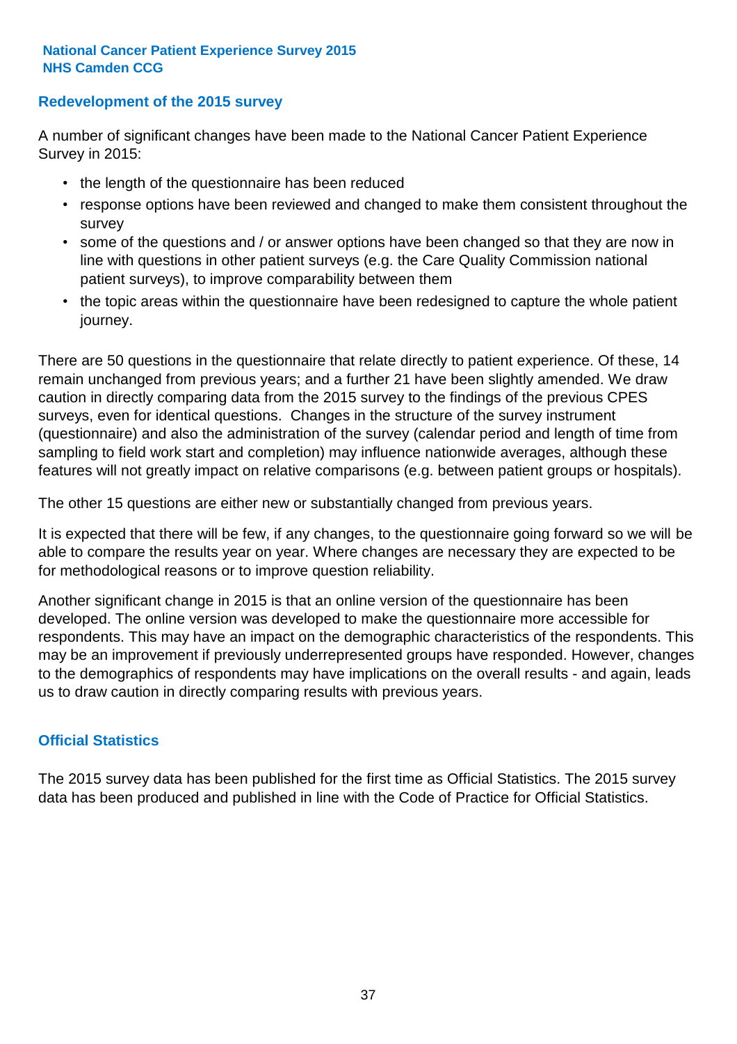**National Cancer Patient Experience Survey 2015**
**NHS Camden CCG**

## Redevelopment of the 2015 survey

A number of significant changes have been made to the National Cancer Patient Experience Survey in 2015:

- the length of the questionnaire has been reduced
- response options have been reviewed and changed to make them consistent throughout the survey
- some of the questions and / or answer options have been changed so that they are now in line with questions in other patient surveys (e.g. the Care Quality Commission national patient surveys), to improve comparability between them
- the topic areas within the questionnaire have been redesigned to capture the whole patient journey.

There are 50 questions in the questionnaire that relate directly to patient experience. Of these, 14 remain unchanged from previous years; and a further 21 have been slightly amended. We draw caution in directly comparing data from the 2015 survey to the findings of the previous CPES surveys, even for identical questions. Changes in the structure of the survey instrument (questionnaire) and also the administration of the survey (calendar period and length of time from sampling to field work start and completion) may influence nationwide averages, although these features will not greatly impact on relative comparisons (e.g. between patient groups or hospitals).

The other 15 questions are either new or substantially changed from previous years.

It is expected that there will be few, if any changes, to the questionnaire going forward so we will be able to compare the results year on year. Where changes are necessary they are expected to be for methodological reasons or to improve question reliability.

Another significant change in 2015 is that an online version of the questionnaire has been developed. The online version was developed to make the questionnaire more accessible for respondents. This may have an impact on the demographic characteristics of the respondents. This may be an improvement if previously underrepresented groups have responded. However, changes to the demographics of respondents may have implications on the overall results - and again, leads us to draw caution in directly comparing results with previous years.

## Official Statistics

The 2015 survey data has been published for the first time as Official Statistics. The 2015 survey data has been produced and published in line with the Code of Practice for Official Statistics.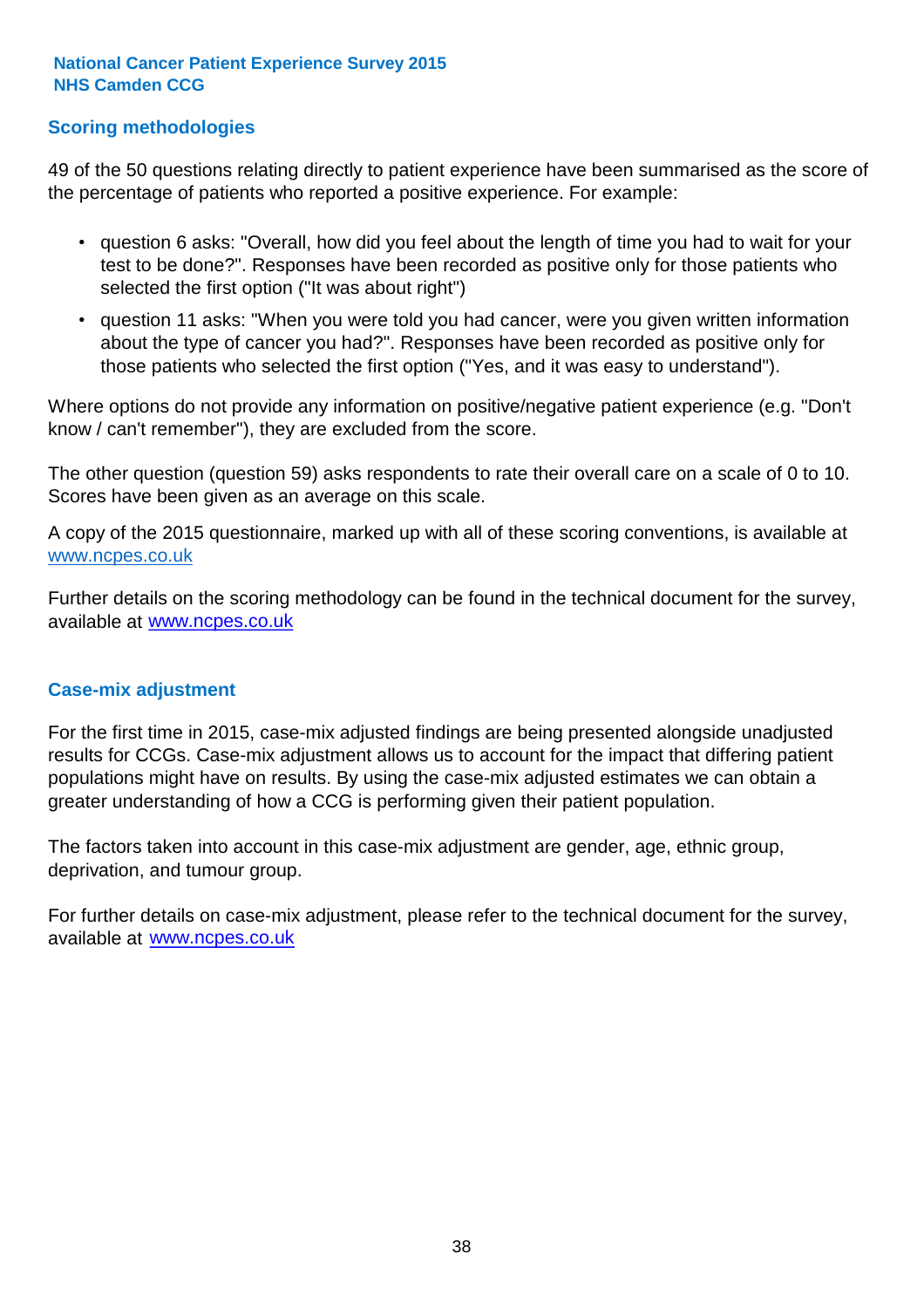## Scoring methodologies

49 of the 50 questions relating directly to patient experience have been summarised as the score of the percentage of patients who reported a positive experience. For example:

- question 6 asks: "Overall, how did you feel about the length of time you had to wait for your test to be done?". Responses have been recorded as positive only for those patients who selected the first option ("It was about right")
- question 11 asks: "When you were told you had cancer, were you given written information about the type of cancer you had?". Responses have been recorded as positive only for those patients who selected the first option ("Yes, and it was easy to understand").

Where options do not provide any information on positive/negative patient experience (e.g. "Don't know / can't remember"), they are excluded from the score.

The other question (question 59) asks respondents to rate their overall care on a scale of 0 to 10. Scores have been given as an average on this scale.

A copy of the 2015 questionnaire, marked up with all of these scoring conventions, is available at www.ncpes.co.uk

Further details on the scoring methodology can be found in the technical document for the survey, available at www.ncpes.co.uk

## Case-mix adjustment

For the first time in 2015, case-mix adjusted findings are being presented alongside unadjusted results for CCGs. Case-mix adjustment allows us to account for the impact that differing patient populations might have on results. By using the case-mix adjusted estimates we can obtain a greater understanding of how a CCG is performing given their patient population.

The factors taken into account in this case-mix adjustment are gender, age, ethnic group, deprivation, and tumour group.

For further details on case-mix adjustment, please refer to the technical document for the survey, available at www.ncpes.co.uk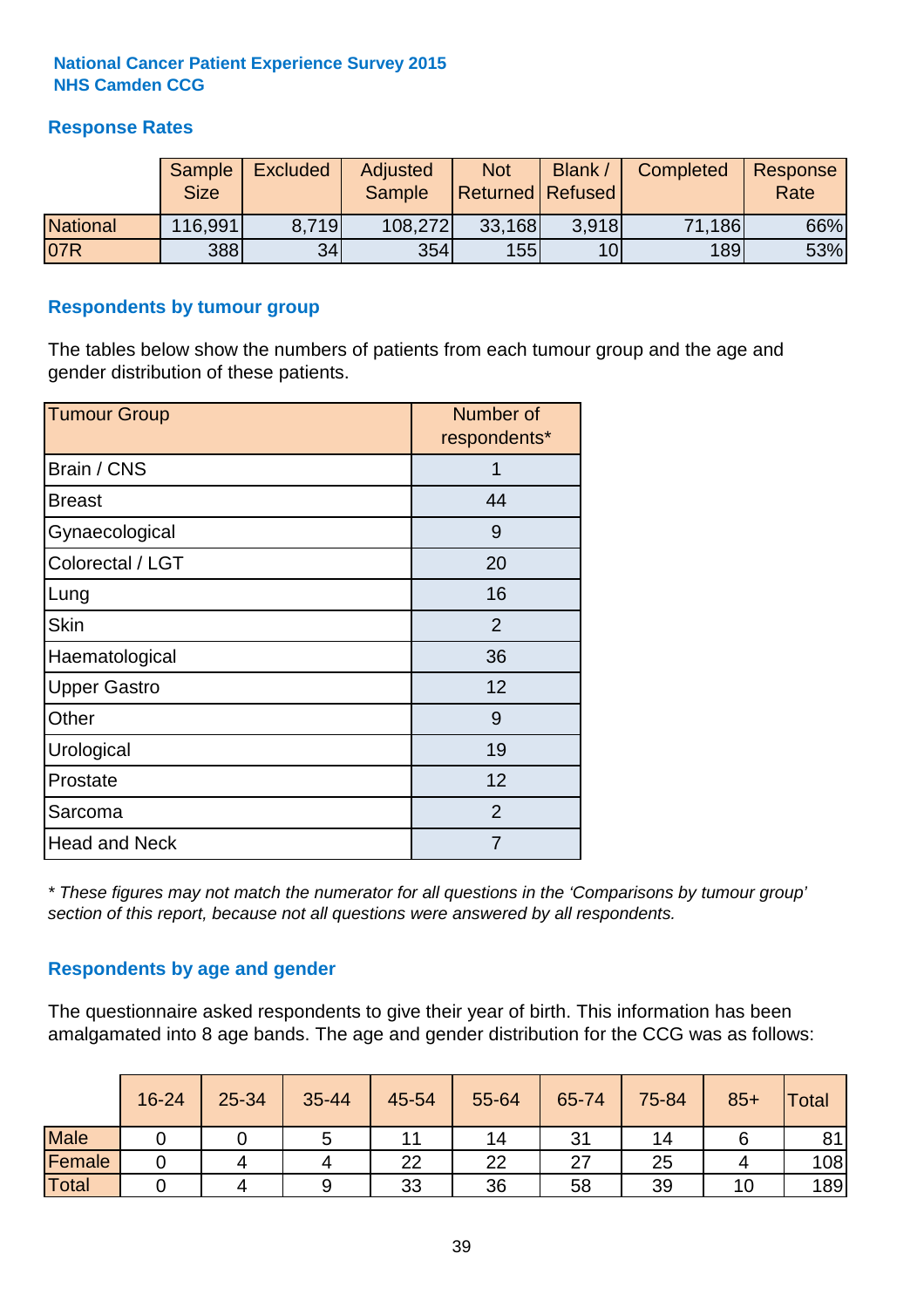**National Cancer Patient Experience Survey 2015**
**NHS Camden CCG**

## Response Rates

| | Sample Size | Excluded | Adjusted Sample | Not Returned | Blank / Refused | Completed | Response Rate |
|---|---|---|---|---|---|---|---|
| National | 116,991 | 8,719 | 108,272 | 33,168 | 3,918 | 71,186 | 66% |
| 07R | 388 | 34 | 354 | 155 | 10 | 189 | 53% |

## Respondents by tumour group

The tables below show the numbers of patients from each tumour group and the age and gender distribution of these patients.

| Tumour Group | Number of respondents* |
|---|---|
| Brain / CNS | 1 |
| Breast | 44 |
| Gynaecological | 9 |
| Colorectal / LGT | 20 |
| Lung | 16 |
| Skin | 2 |
| Haematological | 36 |
| Upper Gastro | 12 |
| Other | 9 |
| Urological | 19 |
| Prostate | 12 |
| Sarcoma | 2 |
| Head and Neck | 7 |

*\* These figures may not match the numerator for all questions in the 'Comparisons by tumour group' section of this report, because not all questions were answered by all respondents.*

## Respondents by age and gender

The questionnaire asked respondents to give their year of birth. This information has been amalgamated into 8 age bands. The age and gender distribution for the CCG was as follows:

| | 16-24 | 25-34 | 35-44 | 45-54 | 55-64 | 65-74 | 75-84 | 85+ | Total |
|---|---|---|---|---|---|---|---|---|---|
| Male | 0 | 0 | 5 | 11 | 14 | 31 | 14 | 6 | 81 |
| Female | 0 | 4 | 4 | 22 | 22 | 27 | 25 | 4 | 108 |
| Total | 0 | 4 | 9 | 33 | 36 | 58 | 39 | 10 | 189 |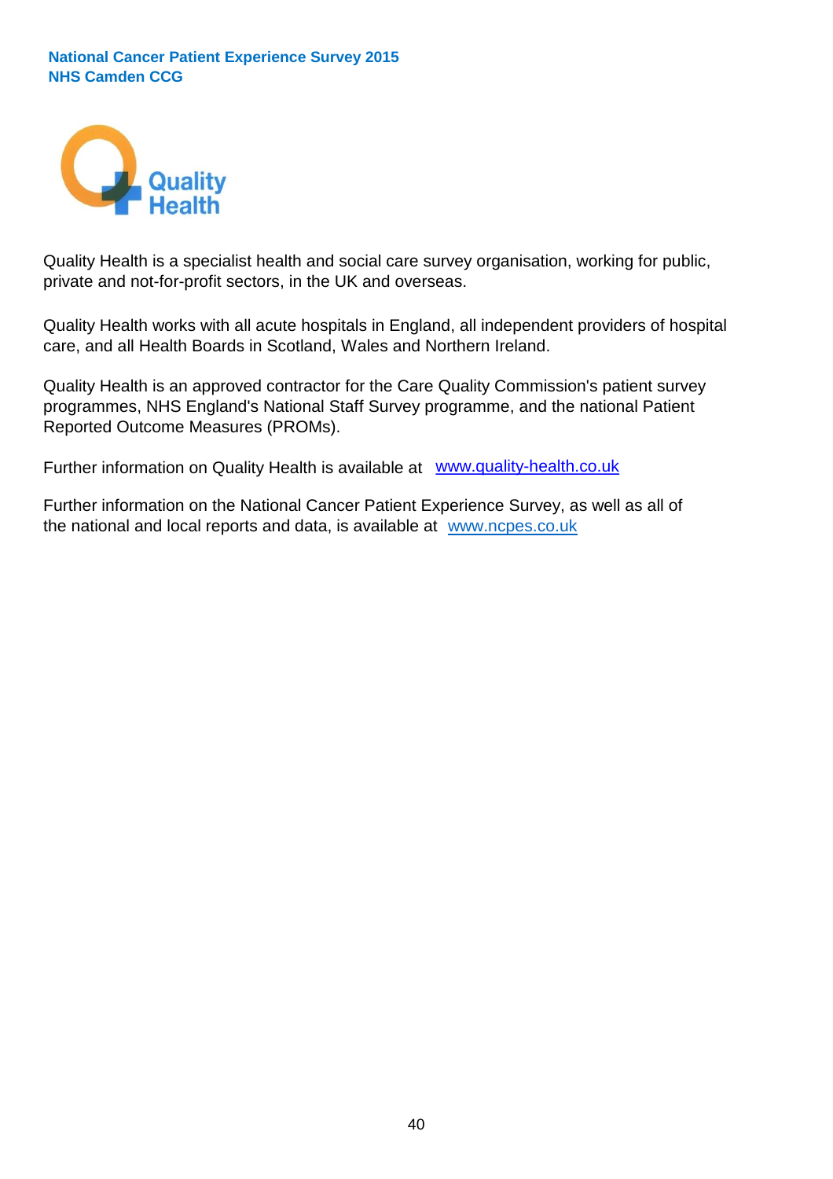**National Cancer Patient Experience Survey 2015**
**NHS Camden CCG**

Quality Health

Quality Health is a specialist health and social care survey organisation, working for public, private and not-for-profit sectors, in the UK and overseas.

Quality Health works with all acute hospitals in England, all independent providers of hospital care, and all Health Boards in Scotland, Wales and Northern Ireland.

Quality Health is an approved contractor for the Care Quality Commission's patient survey programmes, NHS England's National Staff Survey programme, and the national Patient Reported Outcome Measures (PROMs).

Further information on Quality Health is available at www.quality-health.co.uk

Further information on the National Cancer Patient Experience Survey, as well as all of the national and local reports and data, is available at www.ncpes.co.uk